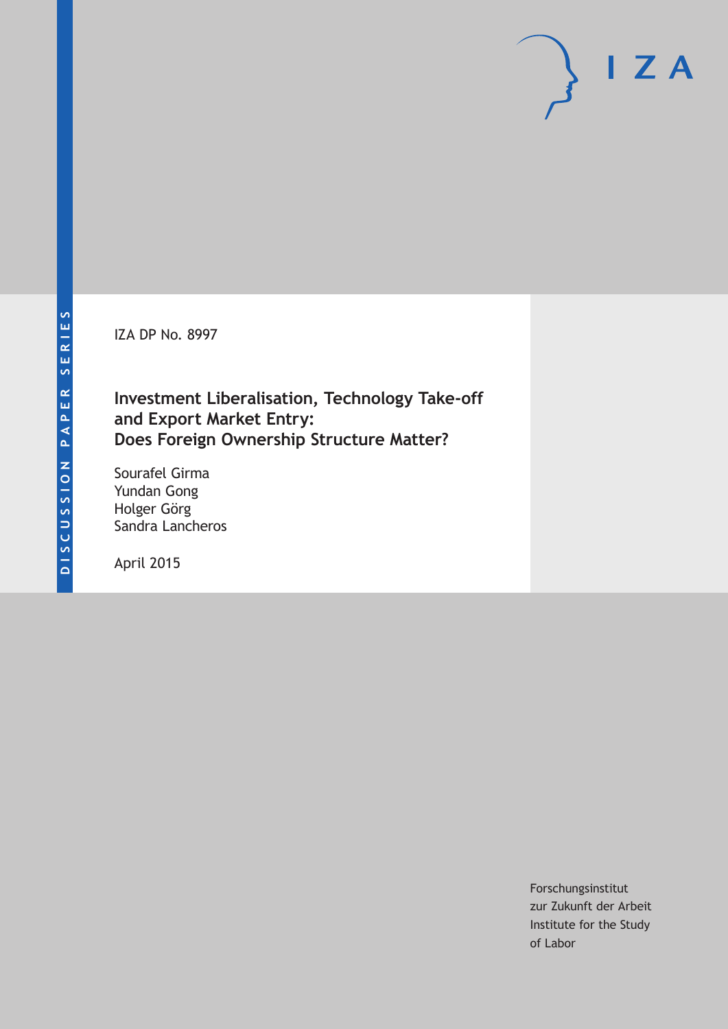DISCUSSION PAPER SERIES

IZA DP No. 8997

# Investment Liberalisation, Technology Take-off and Export Market Entry: Does Foreign Ownership Structure Matter?

Sourafel Girma
Yundan Gong
Holger Görg
Sandra Lancheros

April 2015

IZA

Forschungsinstitut
zur Zukunft der Arbeit
Institute for the Study
of Labor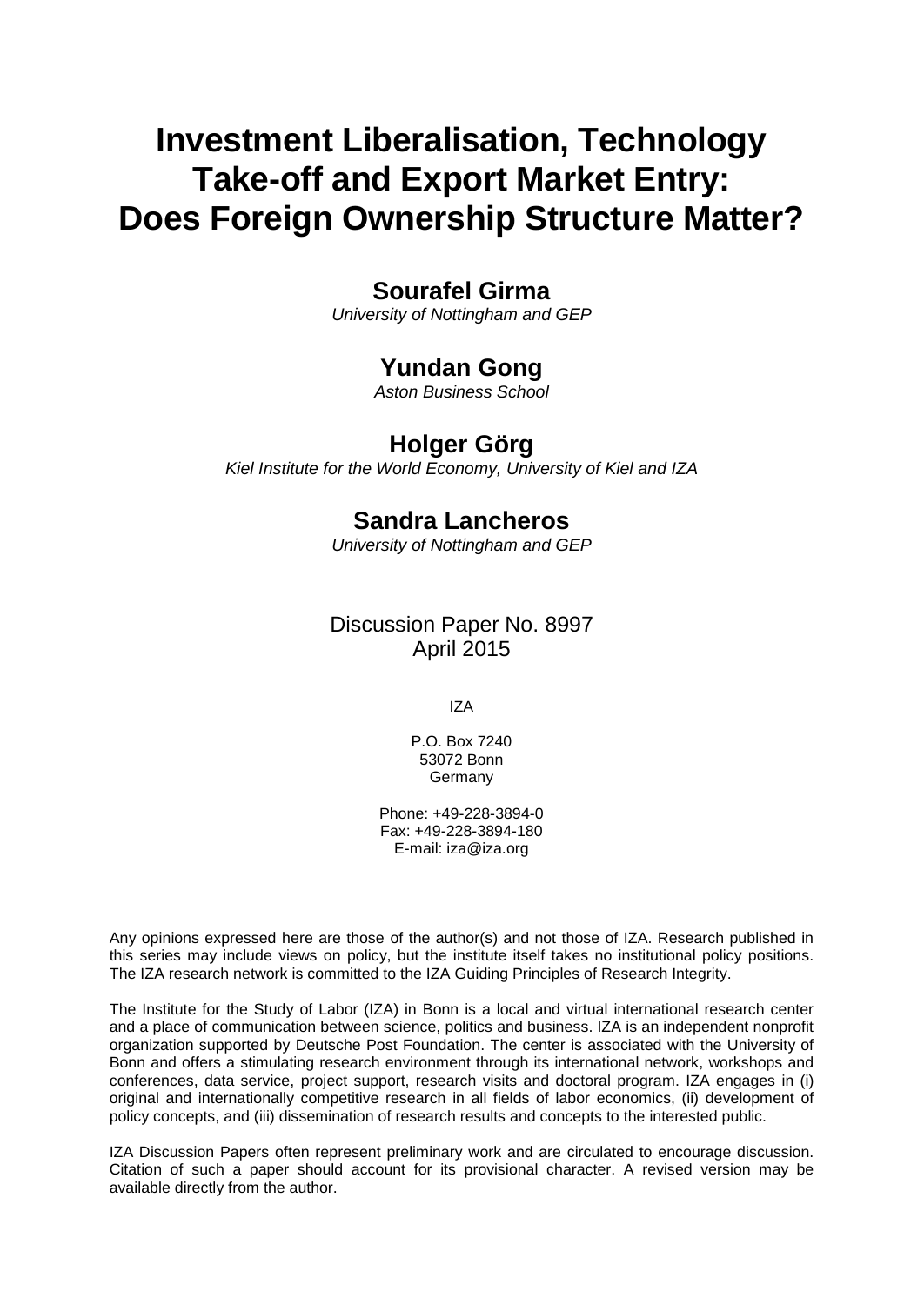# Investment Liberalisation, Technology Take-off and Export Market Entry: Does Foreign Ownership Structure Matter?

**Sourafel Girma**

*University of Nottingham and GEP*

**Yundan Gong**

*Aston Business School*

**Holger Görg**

*Kiel Institute for the World Economy, University of Kiel and IZA*

**Sandra Lancheros**

*University of Nottingham and GEP*

Discussion Paper No. 8997
April 2015

IZA

P.O. Box 7240
53072 Bonn
Germany

Phone: +49-228-3894-0
Fax: +49-228-3894-180
E-mail: iza@iza.org

Any opinions expressed here are those of the author(s) and not those of IZA. Research published in this series may include views on policy, but the institute itself takes no institutional policy positions. The IZA research network is committed to the IZA Guiding Principles of Research Integrity.

The Institute for the Study of Labor (IZA) in Bonn is a local and virtual international research center and a place of communication between science, politics and business. IZA is an independent nonprofit organization supported by Deutsche Post Foundation. The center is associated with the University of Bonn and offers a stimulating research environment through its international network, workshops and conferences, data service, project support, research visits and doctoral program. IZA engages in (i) original and internationally competitive research in all fields of labor economics, (ii) development of policy concepts, and (iii) dissemination of research results and concepts to the interested public.

IZA Discussion Papers often represent preliminary work and are circulated to encourage discussion. Citation of such a paper should account for its provisional character. A revised version may be available directly from the author.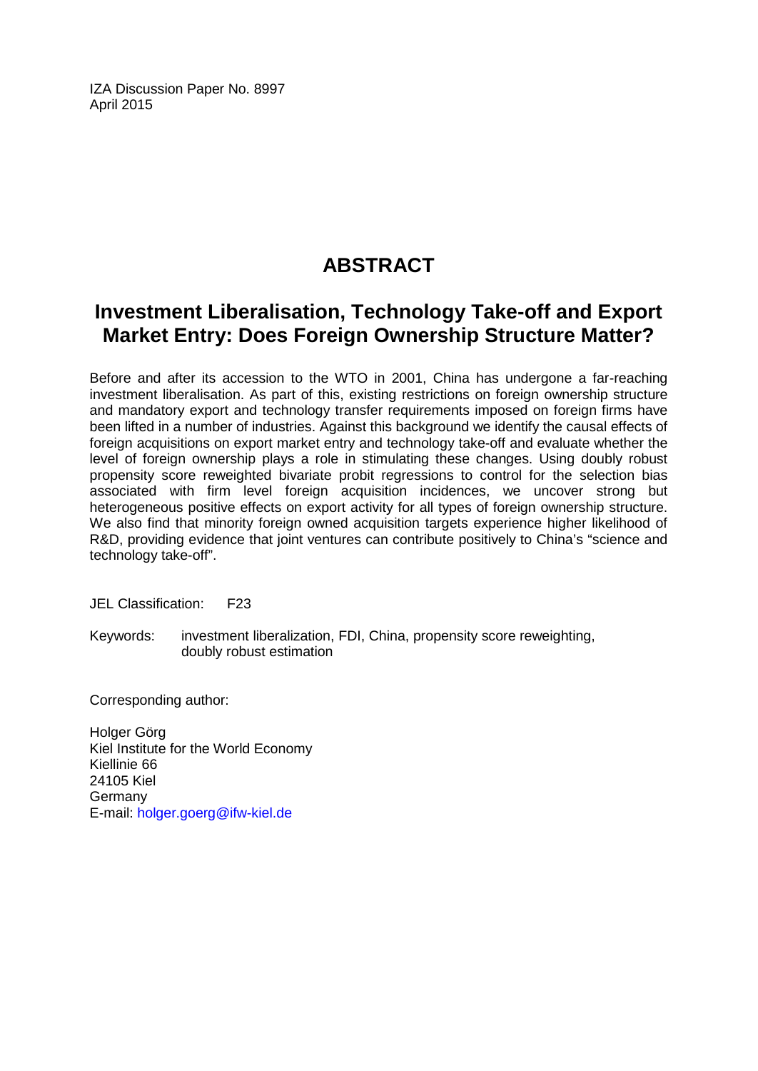IZA Discussion Paper No. 8997
April 2015

# ABSTRACT

## Investment Liberalisation, Technology Take-off and Export Market Entry: Does Foreign Ownership Structure Matter?

Before and after its accession to the WTO in 2001, China has undergone a far-reaching investment liberalisation. As part of this, existing restrictions on foreign ownership structure and mandatory export and technology transfer requirements imposed on foreign firms have been lifted in a number of industries. Against this background we identify the causal effects of foreign acquisitions on export market entry and technology take-off and evaluate whether the level of foreign ownership plays a role in stimulating these changes. Using doubly robust propensity score reweighted bivariate probit regressions to control for the selection bias associated with firm level foreign acquisition incidences, we uncover strong but heterogeneous positive effects on export activity for all types of foreign ownership structure. We also find that minority foreign owned acquisition targets experience higher likelihood of R&D, providing evidence that joint ventures can contribute positively to China's "science and technology take-off".

JEL Classification: F23

Keywords: investment liberalization, FDI, China, propensity score reweighting, doubly robust estimation

Corresponding author:

Holger Görg
Kiel Institute for the World Economy
Kiellinie 66
24105 Kiel
Germany
E-mail: holger.goerg@ifw-kiel.de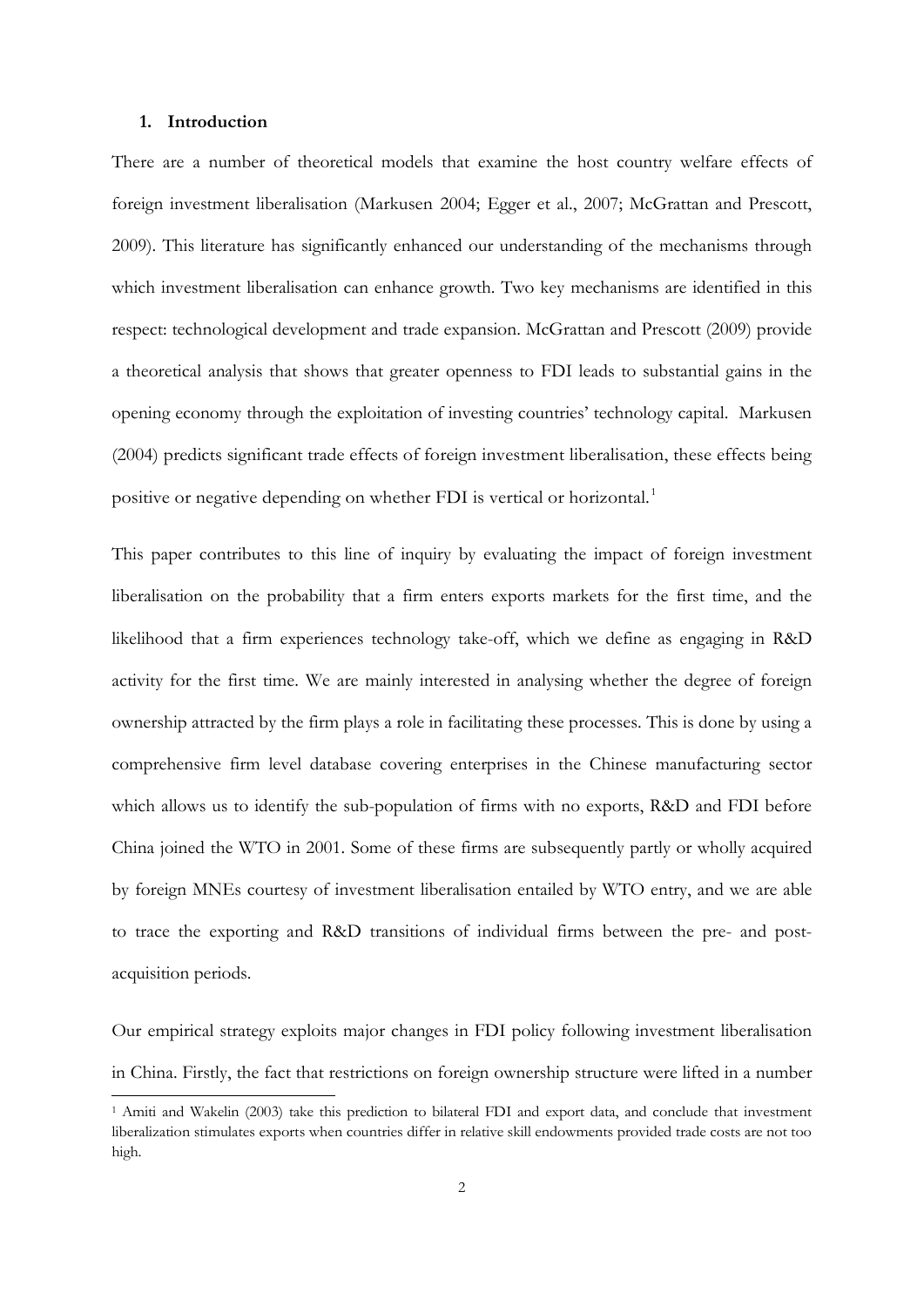## 1. Introduction

There are a number of theoretical models that examine the host country welfare effects of foreign investment liberalisation (Markusen 2004; Egger et al., 2007; McGrattan and Prescott, 2009). This literature has significantly enhanced our understanding of the mechanisms through which investment liberalisation can enhance growth. Two key mechanisms are identified in this respect: technological development and trade expansion. McGrattan and Prescott (2009) provide a theoretical analysis that shows that greater openness to FDI leads to substantial gains in the opening economy through the exploitation of investing countries' technology capital. Markusen (2004) predicts significant trade effects of foreign investment liberalisation, these effects being positive or negative depending on whether FDI is vertical or horizontal.[1]

This paper contributes to this line of inquiry by evaluating the impact of foreign investment liberalisation on the probability that a firm enters exports markets for the first time, and the likelihood that a firm experiences technology take-off, which we define as engaging in R&D activity for the first time. We are mainly interested in analysing whether the degree of foreign ownership attracted by the firm plays a role in facilitating these processes. This is done by using a comprehensive firm level database covering enterprises in the Chinese manufacturing sector which allows us to identify the sub-population of firms with no exports, R&D and FDI before China joined the WTO in 2001. Some of these firms are subsequently partly or wholly acquired by foreign MNEs courtesy of investment liberalisation entailed by WTO entry, and we are able to trace the exporting and R&D transitions of individual firms between the pre- and post-acquisition periods.

Our empirical strategy exploits major changes in FDI policy following investment liberalisation in China. Firstly, the fact that restrictions on foreign ownership structure were lifted in a number

[1] Amiti and Wakelin (2003) take this prediction to bilateral FDI and export data, and conclude that investment liberalization stimulates exports when countries differ in relative skill endowments provided trade costs are not too high.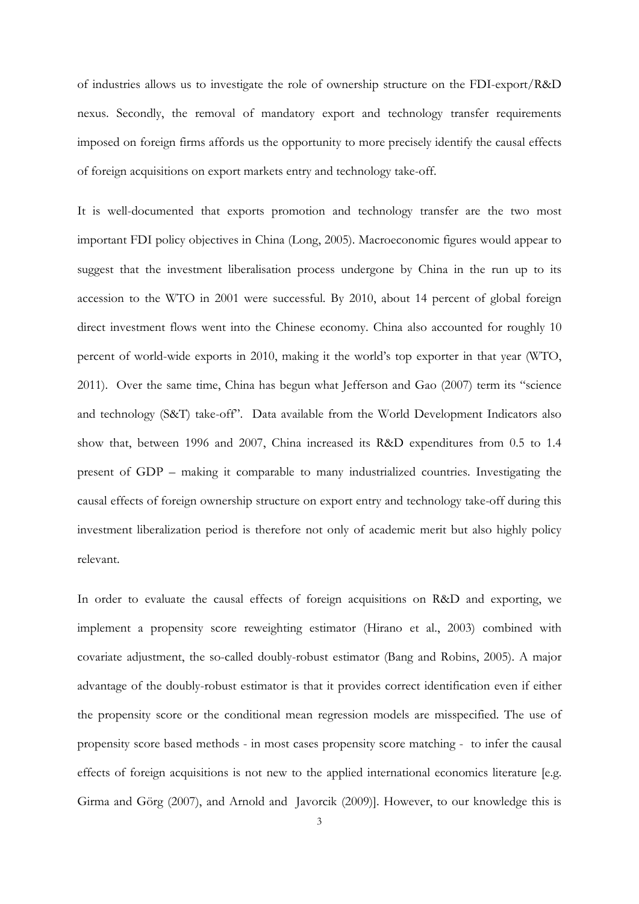of industries allows us to investigate the role of ownership structure on the FDI-export/R&D nexus. Secondly, the removal of mandatory export and technology transfer requirements imposed on foreign firms affords us the opportunity to more precisely identify the causal effects of foreign acquisitions on export markets entry and technology take-off.

It is well-documented that exports promotion and technology transfer are the two most important FDI policy objectives in China (Long, 2005). Macroeconomic figures would appear to suggest that the investment liberalisation process undergone by China in the run up to its accession to the WTO in 2001 were successful. By 2010, about 14 percent of global foreign direct investment flows went into the Chinese economy. China also accounted for roughly 10 percent of world-wide exports in 2010, making it the world's top exporter in that year (WTO, 2011). Over the same time, China has begun what Jefferson and Gao (2007) term its "science and technology (S&T) take-off". Data available from the World Development Indicators also show that, between 1996 and 2007, China increased its R&D expenditures from 0.5 to 1.4 present of GDP – making it comparable to many industrialized countries. Investigating the causal effects of foreign ownership structure on export entry and technology take-off during this investment liberalization period is therefore not only of academic merit but also highly policy relevant.

In order to evaluate the causal effects of foreign acquisitions on R&D and exporting, we implement a propensity score reweighting estimator (Hirano et al., 2003) combined with covariate adjustment, the so-called doubly-robust estimator (Bang and Robins, 2005). A major advantage of the doubly-robust estimator is that it provides correct identification even if either the propensity score or the conditional mean regression models are misspecified. The use of propensity score based methods - in most cases propensity score matching - to infer the causal effects of foreign acquisitions is not new to the applied international economics literature [e.g. Girma and Görg (2007), and Arnold and Javorcik (2009)]. However, to our knowledge this is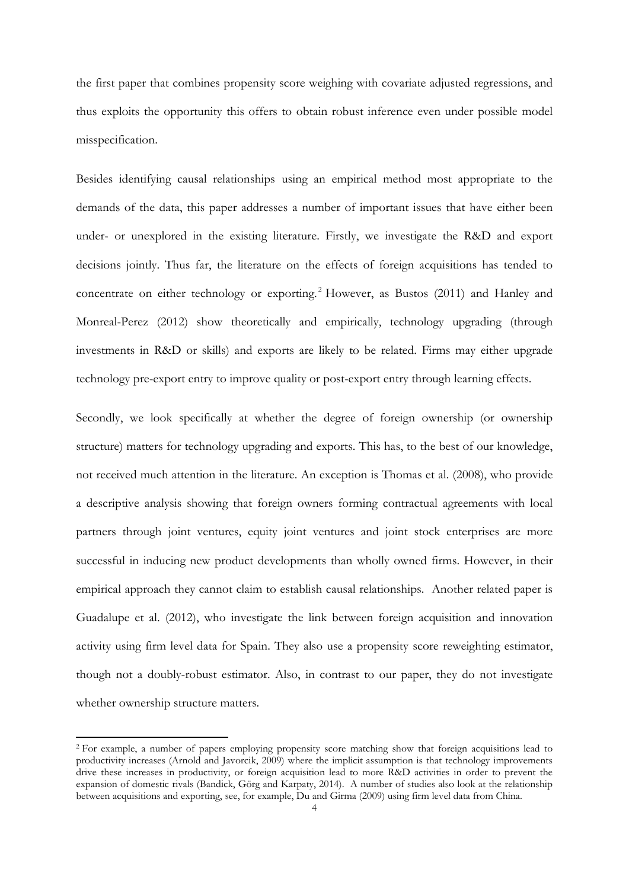the first paper that combines propensity score weighing with covariate adjusted regressions, and thus exploits the opportunity this offers to obtain robust inference even under possible model misspecification.

Besides identifying causal relationships using an empirical method most appropriate to the demands of the data, this paper addresses a number of important issues that have either been under- or unexplored in the existing literature. Firstly, we investigate the R&D and export decisions jointly. Thus far, the literature on the effects of foreign acquisitions has tended to concentrate on either technology or exporting.[2] However, as Bustos (2011) and Hanley and Monreal-Perez (2012) show theoretically and empirically, technology upgrading (through investments in R&D or skills) and exports are likely to be related. Firms may either upgrade technology pre-export entry to improve quality or post-export entry through learning effects.

Secondly, we look specifically at whether the degree of foreign ownership (or ownership structure) matters for technology upgrading and exports. This has, to the best of our knowledge, not received much attention in the literature. An exception is Thomas et al. (2008), who provide a descriptive analysis showing that foreign owners forming contractual agreements with local partners through joint ventures, equity joint ventures and joint stock enterprises are more successful in inducing new product developments than wholly owned firms. However, in their empirical approach they cannot claim to establish causal relationships. Another related paper is Guadalupe et al. (2012), who investigate the link between foreign acquisition and innovation activity using firm level data for Spain. They also use a propensity score reweighting estimator, though not a doubly-robust estimator. Also, in contrast to our paper, they do not investigate whether ownership structure matters.

[2] For example, a number of papers employing propensity score matching show that foreign acquisitions lead to productivity increases (Arnold and Javorcik, 2009) where the implicit assumption is that technology improvements drive these increases in productivity, or foreign acquisition lead to more R&D activities in order to prevent the expansion of domestic rivals (Bandick, Görg and Karpaty, 2014). A number of studies also look at the relationship between acquisitions and exporting, see, for example, Du and Girma (2009) using firm level data from China.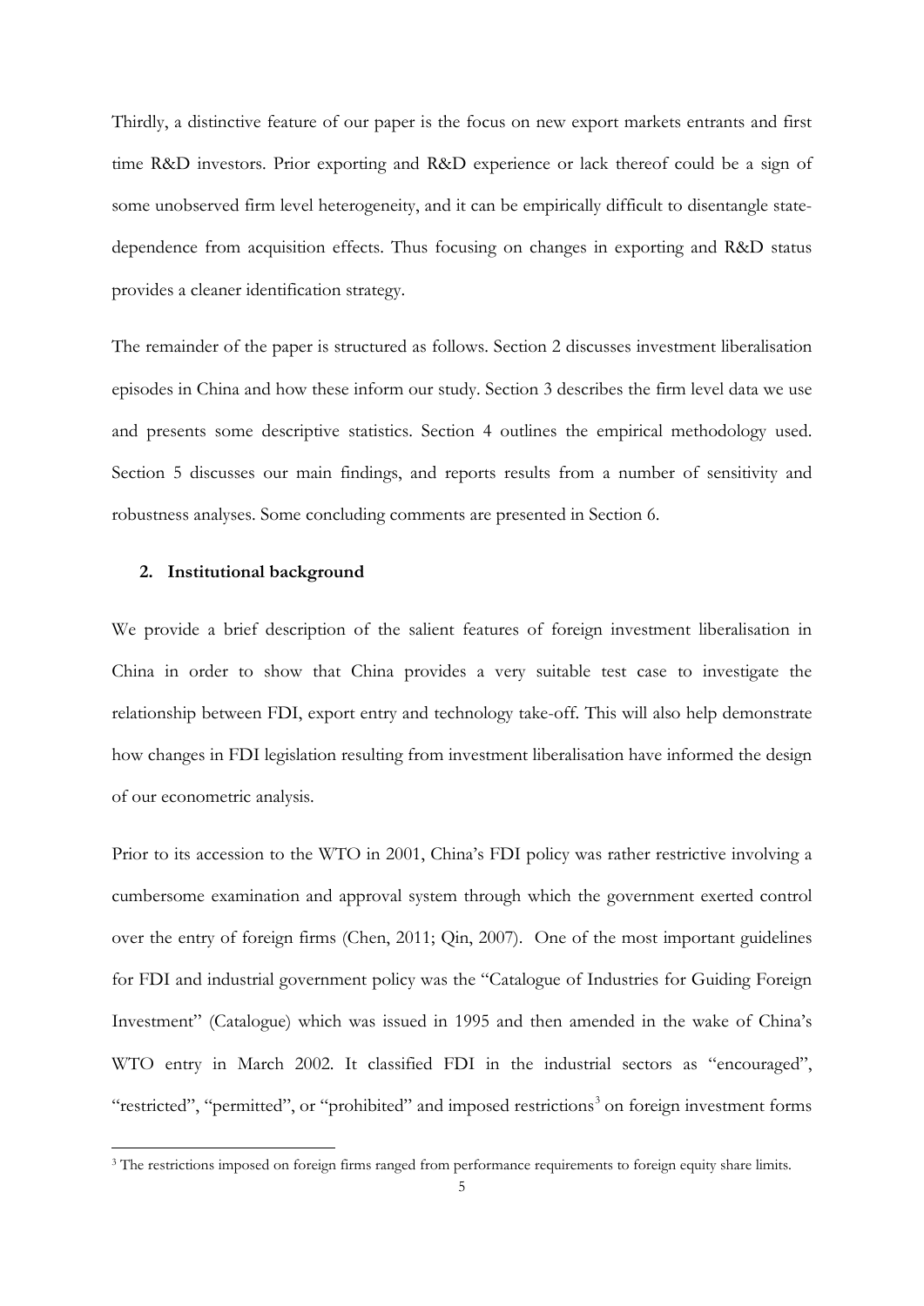Thirdly, a distinctive feature of our paper is the focus on new export markets entrants and first time R&D investors. Prior exporting and R&D experience or lack thereof could be a sign of some unobserved firm level heterogeneity, and it can be empirically difficult to disentangle state-dependence from acquisition effects. Thus focusing on changes in exporting and R&D status provides a cleaner identification strategy.

The remainder of the paper is structured as follows. Section 2 discusses investment liberalisation episodes in China and how these inform our study. Section 3 describes the firm level data we use and presents some descriptive statistics. Section 4 outlines the empirical methodology used. Section 5 discusses our main findings, and reports results from a number of sensitivity and robustness analyses. Some concluding comments are presented in Section 6.

## 2. Institutional background

We provide a brief description of the salient features of foreign investment liberalisation in China in order to show that China provides a very suitable test case to investigate the relationship between FDI, export entry and technology take-off. This will also help demonstrate how changes in FDI legislation resulting from investment liberalisation have informed the design of our econometric analysis.

Prior to its accession to the WTO in 2001, China's FDI policy was rather restrictive involving a cumbersome examination and approval system through which the government exerted control over the entry of foreign firms (Chen, 2011; Qin, 2007). One of the most important guidelines for FDI and industrial government policy was the "Catalogue of Industries for Guiding Foreign Investment" (Catalogue) which was issued in 1995 and then amended in the wake of China's WTO entry in March 2002. It classified FDI in the industrial sectors as "encouraged", "restricted", "permitted", or "prohibited" and imposed restrictions[3] on foreign investment forms

[3] The restrictions imposed on foreign firms ranged from performance requirements to foreign equity share limits.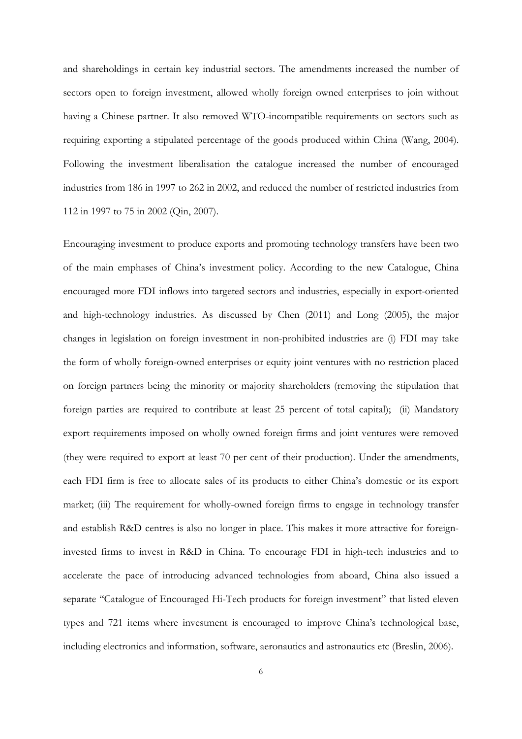and shareholdings in certain key industrial sectors. The amendments increased the number of sectors open to foreign investment, allowed wholly foreign owned enterprises to join without having a Chinese partner. It also removed WTO-incompatible requirements on sectors such as requiring exporting a stipulated percentage of the goods produced within China (Wang, 2004). Following the investment liberalisation the catalogue increased the number of encouraged industries from 186 in 1997 to 262 in 2002, and reduced the number of restricted industries from 112 in 1997 to 75 in 2002 (Qin, 2007).

Encouraging investment to produce exports and promoting technology transfers have been two of the main emphases of China's investment policy. According to the new Catalogue, China encouraged more FDI inflows into targeted sectors and industries, especially in export-oriented and high-technology industries. As discussed by Chen (2011) and Long (2005), the major changes in legislation on foreign investment in non-prohibited industries are (i) FDI may take the form of wholly foreign-owned enterprises or equity joint ventures with no restriction placed on foreign partners being the minority or majority shareholders (removing the stipulation that foreign parties are required to contribute at least 25 percent of total capital); (ii) Mandatory export requirements imposed on wholly owned foreign firms and joint ventures were removed (they were required to export at least 70 per cent of their production). Under the amendments, each FDI firm is free to allocate sales of its products to either China's domestic or its export market; (iii) The requirement for wholly-owned foreign firms to engage in technology transfer and establish R&D centres is also no longer in place. This makes it more attractive for foreign-invested firms to invest in R&D in China. To encourage FDI in high-tech industries and to accelerate the pace of introducing advanced technologies from aboard, China also issued a separate "Catalogue of Encouraged Hi-Tech products for foreign investment" that listed eleven types and 721 items where investment is encouraged to improve China's technological base, including electronics and information, software, aeronautics and astronautics etc (Breslin, 2006).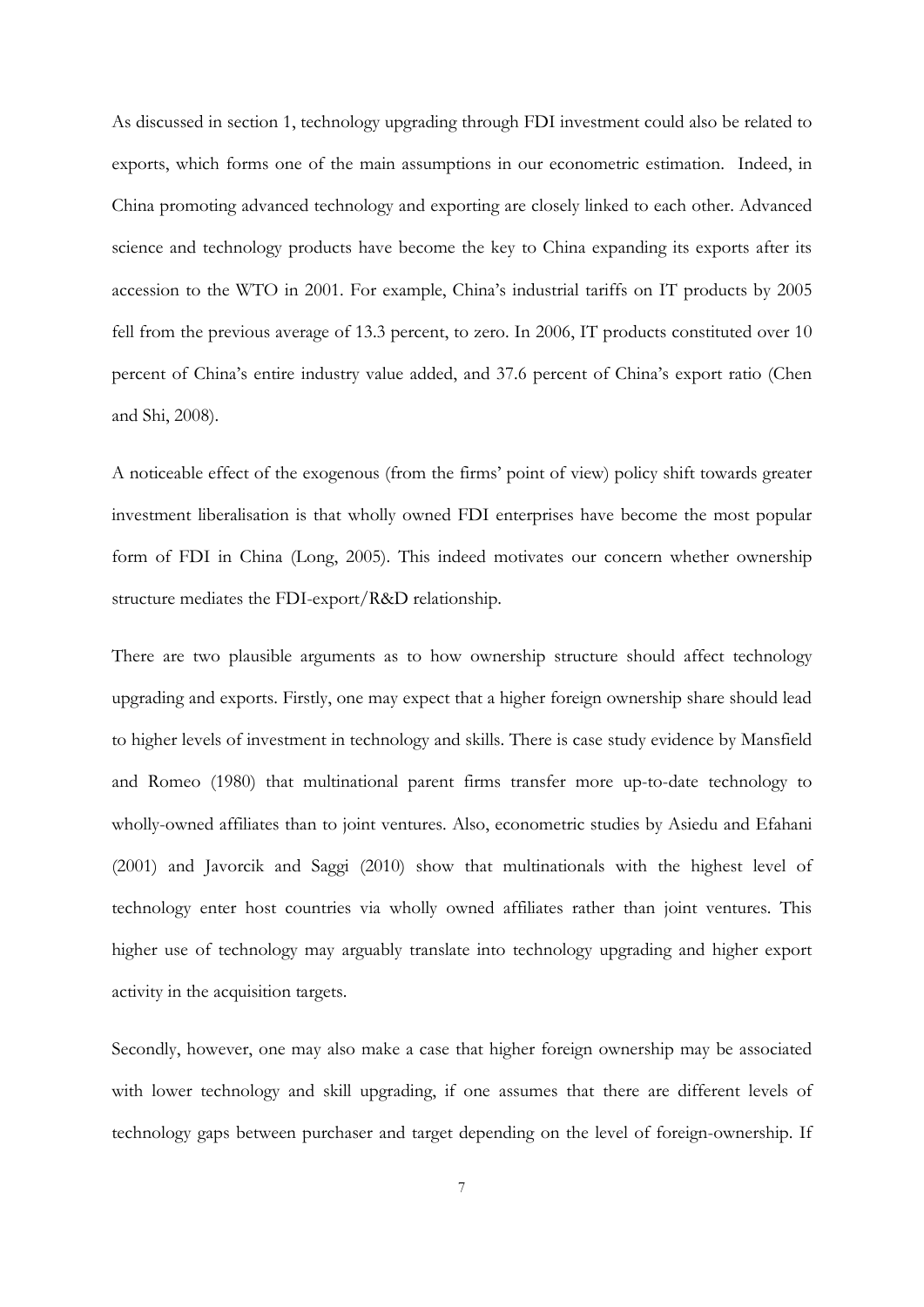As discussed in section 1, technology upgrading through FDI investment could also be related to exports, which forms one of the main assumptions in our econometric estimation. Indeed, in China promoting advanced technology and exporting are closely linked to each other. Advanced science and technology products have become the key to China expanding its exports after its accession to the WTO in 2001. For example, China's industrial tariffs on IT products by 2005 fell from the previous average of 13.3 percent, to zero. In 2006, IT products constituted over 10 percent of China's entire industry value added, and 37.6 percent of China's export ratio (Chen and Shi, 2008).

A noticeable effect of the exogenous (from the firms' point of view) policy shift towards greater investment liberalisation is that wholly owned FDI enterprises have become the most popular form of FDI in China (Long, 2005). This indeed motivates our concern whether ownership structure mediates the FDI-export/R&D relationship.

There are two plausible arguments as to how ownership structure should affect technology upgrading and exports. Firstly, one may expect that a higher foreign ownership share should lead to higher levels of investment in technology and skills. There is case study evidence by Mansfield and Romeo (1980) that multinational parent firms transfer more up-to-date technology to wholly-owned affiliates than to joint ventures. Also, econometric studies by Asiedu and Efahani (2001) and Javorcik and Saggi (2010) show that multinationals with the highest level of technology enter host countries via wholly owned affiliates rather than joint ventures. This higher use of technology may arguably translate into technology upgrading and higher export activity in the acquisition targets.

Secondly, however, one may also make a case that higher foreign ownership may be associated with lower technology and skill upgrading, if one assumes that there are different levels of technology gaps between purchaser and target depending on the level of foreign-ownership. If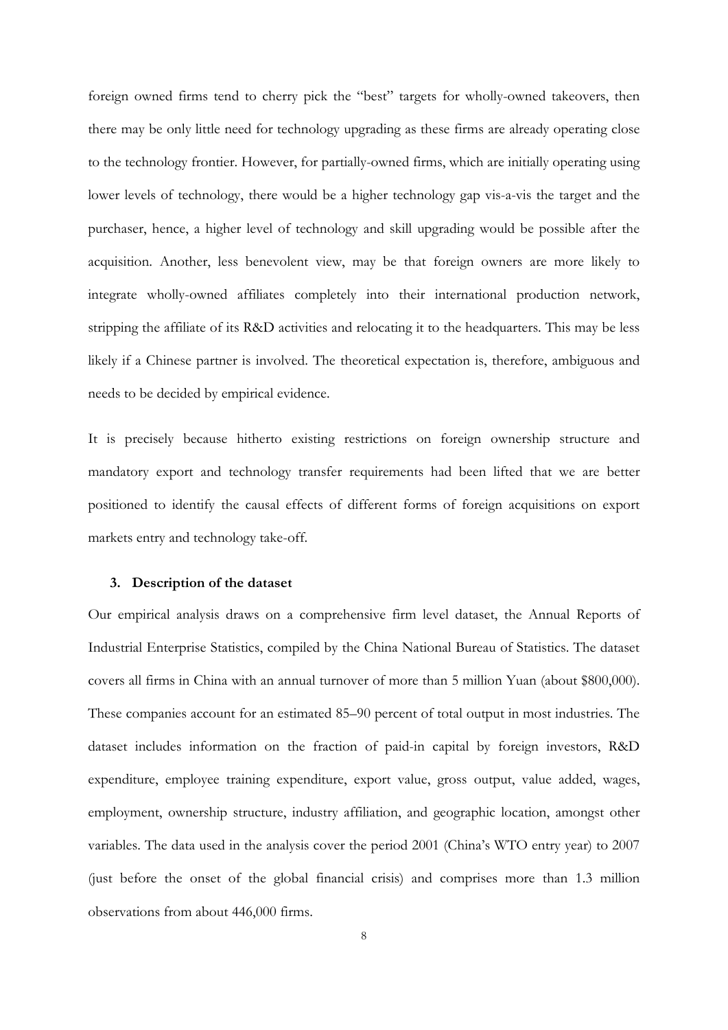foreign owned firms tend to cherry pick the "best" targets for wholly-owned takeovers, then there may be only little need for technology upgrading as these firms are already operating close to the technology frontier. However, for partially-owned firms, which are initially operating using lower levels of technology, there would be a higher technology gap vis-a-vis the target and the purchaser, hence, a higher level of technology and skill upgrading would be possible after the acquisition. Another, less benevolent view, may be that foreign owners are more likely to integrate wholly-owned affiliates completely into their international production network, stripping the affiliate of its R&D activities and relocating it to the headquarters. This may be less likely if a Chinese partner is involved. The theoretical expectation is, therefore, ambiguous and needs to be decided by empirical evidence.

It is precisely because hitherto existing restrictions on foreign ownership structure and mandatory export and technology transfer requirements had been lifted that we are better positioned to identify the causal effects of different forms of foreign acquisitions on export markets entry and technology take-off.

## 3. Description of the dataset

Our empirical analysis draws on a comprehensive firm level dataset, the Annual Reports of Industrial Enterprise Statistics, compiled by the China National Bureau of Statistics. The dataset covers all firms in China with an annual turnover of more than 5 million Yuan (about $800,000). These companies account for an estimated 85–90 percent of total output in most industries. The dataset includes information on the fraction of paid-in capital by foreign investors, R&D expenditure, employee training expenditure, export value, gross output, value added, wages, employment, ownership structure, industry affiliation, and geographic location, amongst other variables. The data used in the analysis cover the period 2001 (China's WTO entry year) to 2007 (just before the onset of the global financial crisis) and comprises more than 1.3 million observations from about 446,000 firms.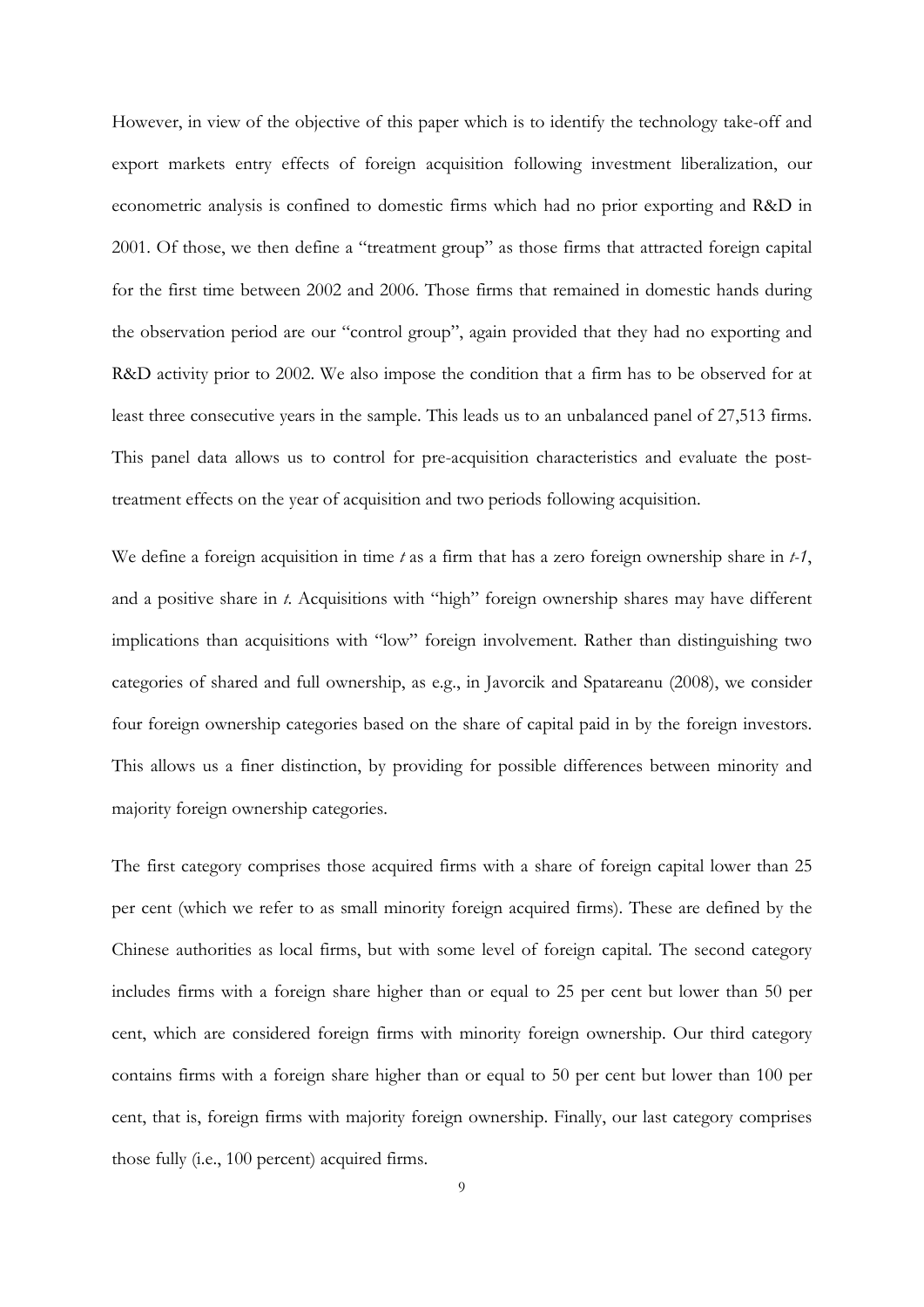However, in view of the objective of this paper which is to identify the technology take-off and export markets entry effects of foreign acquisition following investment liberalization, our econometric analysis is confined to domestic firms which had no prior exporting and R&D in 2001. Of those, we then define a "treatment group" as those firms that attracted foreign capital for the first time between 2002 and 2006. Those firms that remained in domestic hands during the observation period are our "control group", again provided that they had no exporting and R&D activity prior to 2002. We also impose the condition that a firm has to be observed for at least three consecutive years in the sample. This leads us to an unbalanced panel of 27,513 firms. This panel data allows us to control for pre-acquisition characteristics and evaluate the post-treatment effects on the year of acquisition and two periods following acquisition.

We define a foreign acquisition in time *t* as a firm that has a zero foreign ownership share in *t-1*, and a positive share in *t*. Acquisitions with "high" foreign ownership shares may have different implications than acquisitions with "low" foreign involvement. Rather than distinguishing two categories of shared and full ownership, as e.g., in Javorcik and Spatareanu (2008), we consider four foreign ownership categories based on the share of capital paid in by the foreign investors. This allows us a finer distinction, by providing for possible differences between minority and majority foreign ownership categories.

The first category comprises those acquired firms with a share of foreign capital lower than 25 per cent (which we refer to as small minority foreign acquired firms). These are defined by the Chinese authorities as local firms, but with some level of foreign capital. The second category includes firms with a foreign share higher than or equal to 25 per cent but lower than 50 per cent, which are considered foreign firms with minority foreign ownership. Our third category contains firms with a foreign share higher than or equal to 50 per cent but lower than 100 per cent, that is, foreign firms with majority foreign ownership. Finally, our last category comprises those fully (i.e., 100 percent) acquired firms.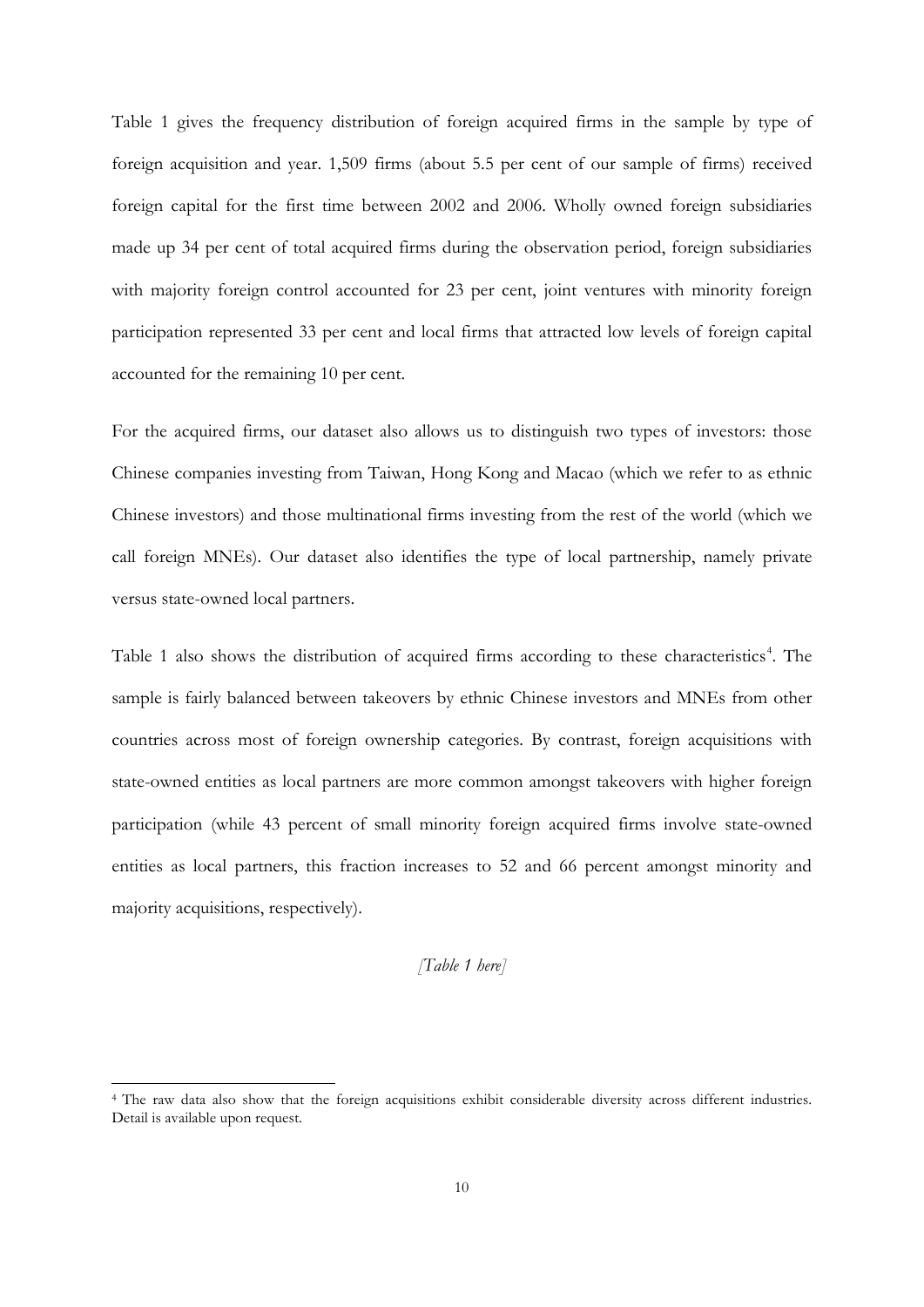Table 1 gives the frequency distribution of foreign acquired firms in the sample by type of foreign acquisition and year. 1,509 firms (about 5.5 per cent of our sample of firms) received foreign capital for the first time between 2002 and 2006. Wholly owned foreign subsidiaries made up 34 per cent of total acquired firms during the observation period, foreign subsidiaries with majority foreign control accounted for 23 per cent, joint ventures with minority foreign participation represented 33 per cent and local firms that attracted low levels of foreign capital accounted for the remaining 10 per cent.

For the acquired firms, our dataset also allows us to distinguish two types of investors: those Chinese companies investing from Taiwan, Hong Kong and Macao (which we refer to as ethnic Chinese investors) and those multinational firms investing from the rest of the world (which we call foreign MNEs). Our dataset also identifies the type of local partnership, namely private versus state-owned local partners.

Table 1 also shows the distribution of acquired firms according to these characteristics[4]. The sample is fairly balanced between takeovers by ethnic Chinese investors and MNEs from other countries across most of foreign ownership categories. By contrast, foreign acquisitions with state-owned entities as local partners are more common amongst takeovers with higher foreign participation (while 43 percent of small minority foreign acquired firms involve state-owned entities as local partners, this fraction increases to 52 and 66 percent amongst minority and majority acquisitions, respectively).

*[Table 1 here]*

[4] The raw data also show that the foreign acquisitions exhibit considerable diversity across different industries. Detail is available upon request.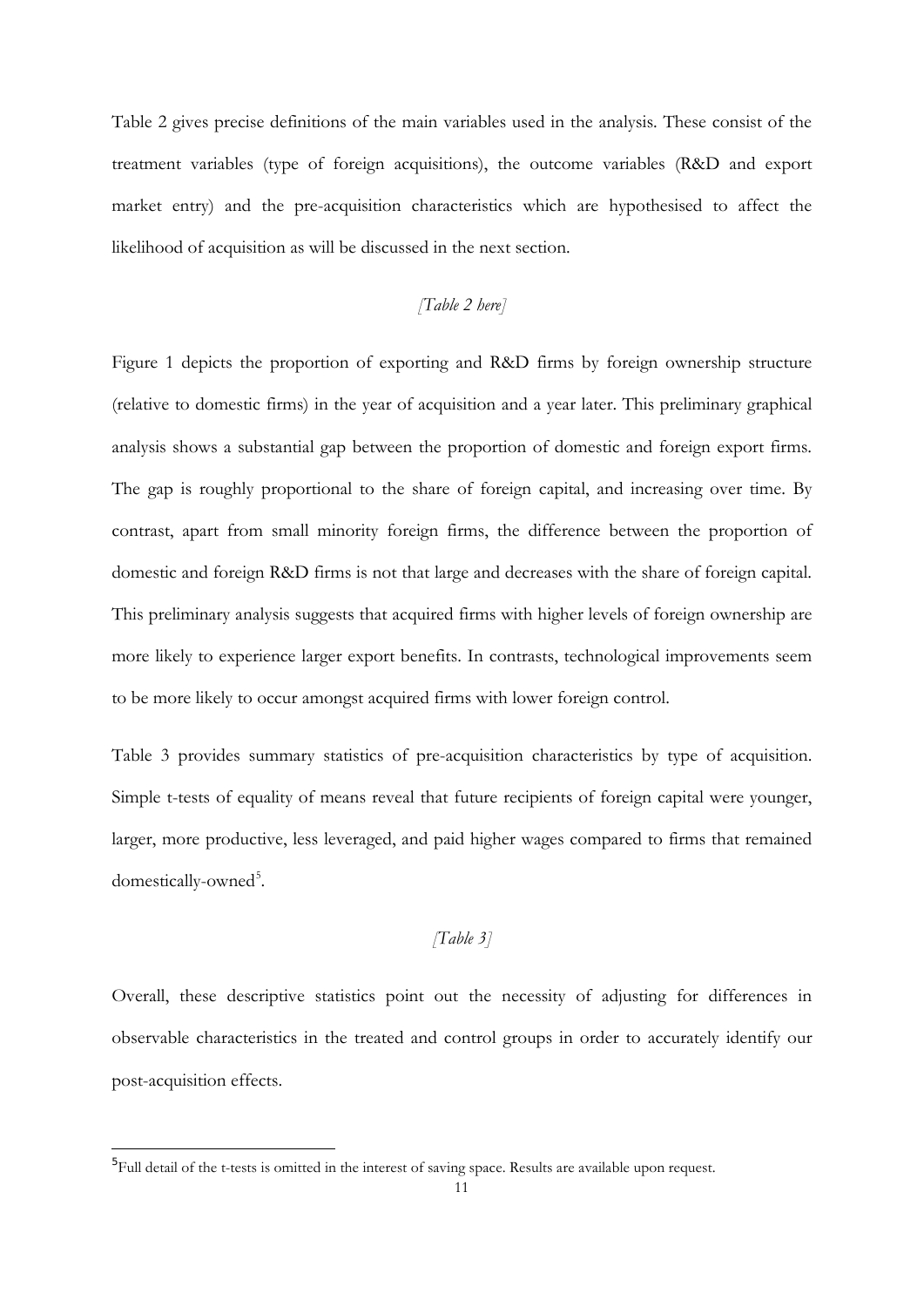Table 2 gives precise definitions of the main variables used in the analysis. These consist of the treatment variables (type of foreign acquisitions), the outcome variables (R&D and export market entry) and the pre-acquisition characteristics which are hypothesised to affect the likelihood of acquisition as will be discussed in the next section.

*[Table 2 here]*

Figure 1 depicts the proportion of exporting and R&D firms by foreign ownership structure (relative to domestic firms) in the year of acquisition and a year later. This preliminary graphical analysis shows a substantial gap between the proportion of domestic and foreign export firms. The gap is roughly proportional to the share of foreign capital, and increasing over time. By contrast, apart from small minority foreign firms, the difference between the proportion of domestic and foreign R&D firms is not that large and decreases with the share of foreign capital. This preliminary analysis suggests that acquired firms with higher levels of foreign ownership are more likely to experience larger export benefits. In contrasts, technological improvements seem to be more likely to occur amongst acquired firms with lower foreign control.

Table 3 provides summary statistics of pre-acquisition characteristics by type of acquisition. Simple t-tests of equality of means reveal that future recipients of foreign capital were younger, larger, more productive, less leveraged, and paid higher wages compared to firms that remained domestically-owned[5].

*[Table 3]*

Overall, these descriptive statistics point out the necessity of adjusting for differences in observable characteristics in the treated and control groups in order to accurately identify our post-acquisition effects.

[5] Full detail of the t-tests is omitted in the interest of saving space. Results are available upon request.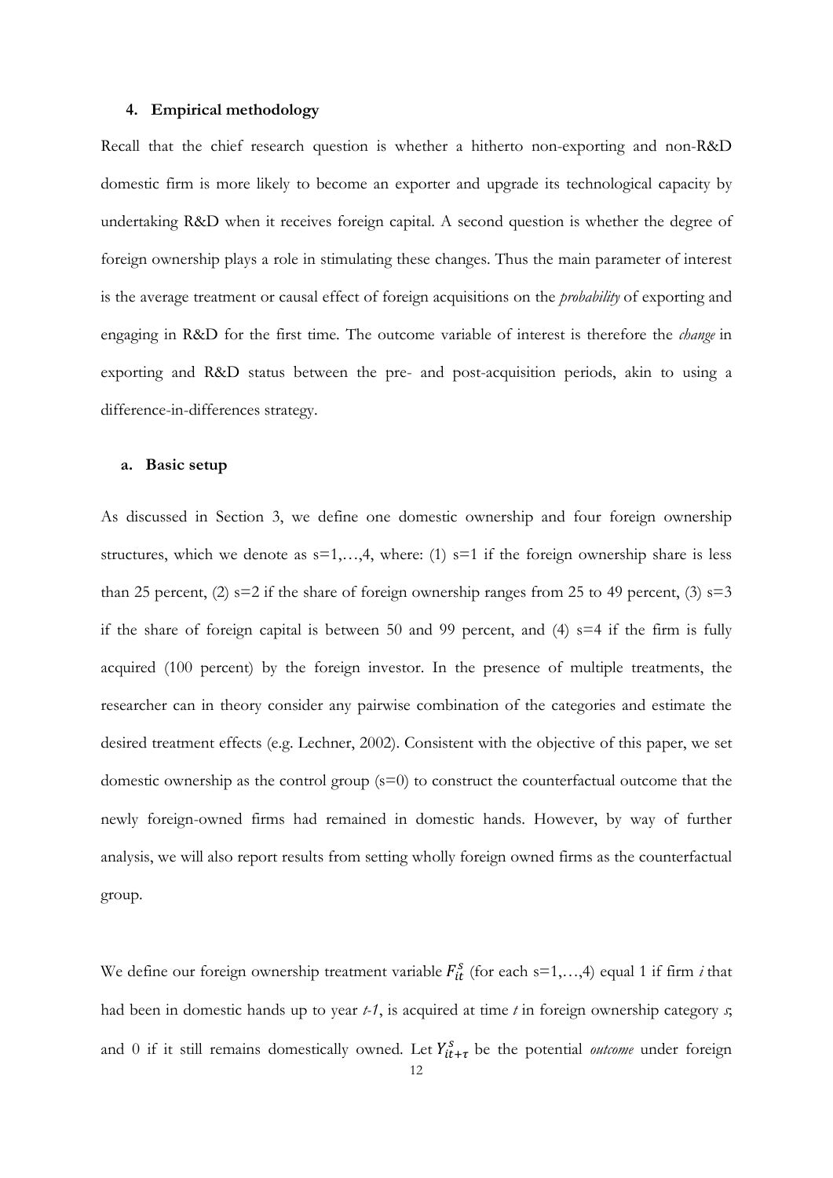### 4. Empirical methodology

Recall that the chief research question is whether a hitherto non-exporting and non-R&D domestic firm is more likely to become an exporter and upgrade its technological capacity by undertaking R&D when it receives foreign capital. A second question is whether the degree of foreign ownership plays a role in stimulating these changes. Thus the main parameter of interest is the average treatment or causal effect of foreign acquisitions on the *probability* of exporting and engaging in R&D for the first time. The outcome variable of interest is therefore the *change* in exporting and R&D status between the pre- and post-acquisition periods, akin to using a difference-in-differences strategy.

#### a. Basic setup

As discussed in Section 3, we define one domestic ownership and four foreign ownership structures, which we denote as s=1,…,4, where: (1) s=1 if the foreign ownership share is less than 25 percent, (2) s=2 if the share of foreign ownership ranges from 25 to 49 percent, (3) s=3 if the share of foreign capital is between 50 and 99 percent, and (4) s=4 if the firm is fully acquired (100 percent) by the foreign investor. In the presence of multiple treatments, the researcher can in theory consider any pairwise combination of the categories and estimate the desired treatment effects (e.g. Lechner, 2002). Consistent with the objective of this paper, we set domestic ownership as the control group (s=0) to construct the counterfactual outcome that the newly foreign-owned firms had remained in domestic hands. However, by way of further analysis, we will also report results from setting wholly foreign owned firms as the counterfactual group.

We define our foreign ownership treatment variable $F_{it}^{s}$ (for each s=1,…,4) equal 1 if firm *i* that had been in domestic hands up to year *t-1*, is acquired at time *t* in foreign ownership category *s*; and 0 if it still remains domestically owned. Let $Y_{it+\tau}^{s}$ be the potential *outcome* under foreign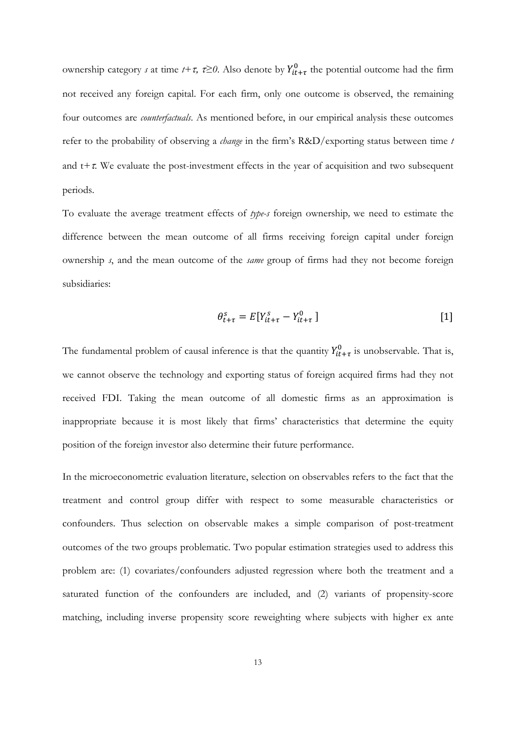ownership category *s* at time $t+\tau$, $\tau \geq 0$. Also denote by $Y^0_{it+\tau}$ the potential outcome had the firm not received any foreign capital. For each firm, only one outcome is observed, the remaining four outcomes are *counterfactuals*. As mentioned before, in our empirical analysis these outcomes refer to the probability of observing a *change* in the firm's R&D/exporting status between time *t* and $t+\tau$. We evaluate the post-investment effects in the year of acquisition and two subsequent periods.

To evaluate the average treatment effects of *type-s* foreign ownership, we need to estimate the difference between the mean outcome of all firms receiving foreign capital under foreign ownership *s*, and the mean outcome of the *same* group of firms had they not become foreign subsidiaries:

$$\theta^s_{t+\tau} = E[Y^s_{it+\tau} - Y^0_{it+\tau}] \qquad [1]$$

The fundamental problem of causal inference is that the quantity $Y^0_{it+\tau}$ is unobservable. That is, we cannot observe the technology and exporting status of foreign acquired firms had they not received FDI. Taking the mean outcome of all domestic firms as an approximation is inappropriate because it is most likely that firms' characteristics that determine the equity position of the foreign investor also determine their future performance.

In the microeconometric evaluation literature, selection on observables refers to the fact that the treatment and control group differ with respect to some measurable characteristics or confounders. Thus selection on observable makes a simple comparison of post-treatment outcomes of the two groups problematic. Two popular estimation strategies used to address this problem are: (1) covariates/confounders adjusted regression where both the treatment and a saturated function of the confounders are included, and (2) variants of propensity-score matching, including inverse propensity score reweighting where subjects with higher ex ante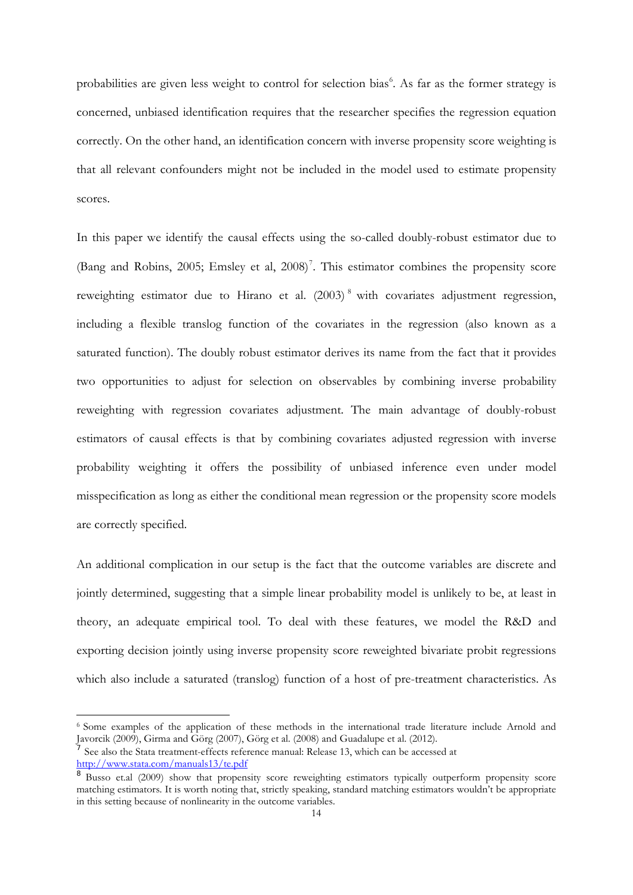probabilities are given less weight to control for selection bias[6]. As far as the former strategy is concerned, unbiased identification requires that the researcher specifies the regression equation correctly. On the other hand, an identification concern with inverse propensity score weighting is that all relevant confounders might not be included in the model used to estimate propensity scores.

In this paper we identify the causal effects using the so-called doubly-robust estimator due to (Bang and Robins, 2005; Emsley et al, 2008)[7]. This estimator combines the propensity score reweighting estimator due to Hirano et al. (2003)[8] with covariates adjustment regression, including a flexible translog function of the covariates in the regression (also known as a saturated function). The doubly robust estimator derives its name from the fact that it provides two opportunities to adjust for selection on observables by combining inverse probability reweighting with regression covariates adjustment. The main advantage of doubly-robust estimators of causal effects is that by combining covariates adjusted regression with inverse probability weighting it offers the possibility of unbiased inference even under model misspecification as long as either the conditional mean regression or the propensity score models are correctly specified.

An additional complication in our setup is the fact that the outcome variables are discrete and jointly determined, suggesting that a simple linear probability model is unlikely to be, at least in theory, an adequate empirical tool. To deal with these features, we model the R&D and exporting decision jointly using inverse propensity score reweighted bivariate probit regressions which also include a saturated (translog) function of a host of pre-treatment characteristics. As

---

[6] Some examples of the application of these methods in the international trade literature include Arnold and Javorcik (2009), Girma and Görg (2007), Görg et al. (2008) and Guadalupe et al. (2012).

[7] See also the Stata treatment-effects reference manual: Release 13, which can be accessed at http://www.stata.com/manuals13/te.pdf

[8] Busso et.al (2009) show that propensity score reweighting estimators typically outperform propensity score matching estimators. It is worth noting that, strictly speaking, standard matching estimators wouldn't be appropriate in this setting because of nonlinearity in the outcome variables.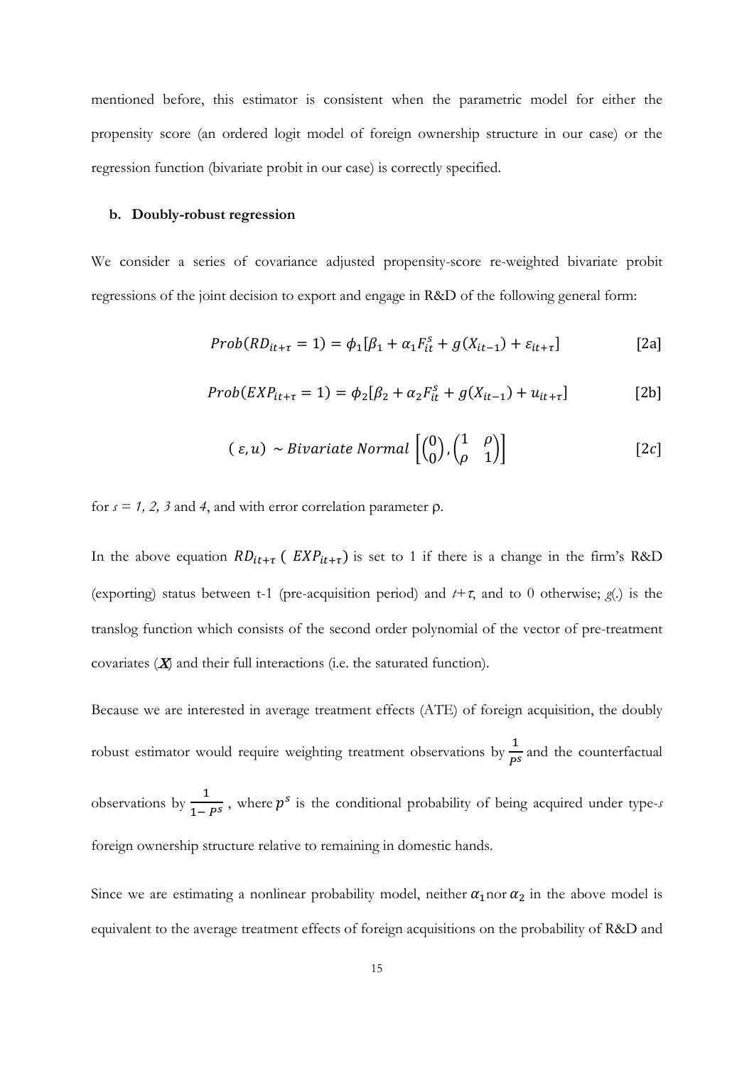mentioned before, this estimator is consistent when the parametric model for either the propensity score (an ordered logit model of foreign ownership structure in our case) or the regression function (bivariate probit in our case) is correctly specified.

### b. Doubly-robust regression

We consider a series of covariance adjusted propensity-score re-weighted bivariate probit regressions of the joint decision to export and engage in R&D of the following general form:

$$Prob(RD_{it+\tau} = 1) = \phi_1[\beta_1 + \alpha_1 F_{it}^s + g(X_{it-1}) + \varepsilon_{it+\tau}] \qquad [2a]$$

$$Prob(EXP_{it+\tau} = 1) = \phi_2[\beta_2 + \alpha_2 F_{it}^s + g(X_{it-1}) + u_{it+\tau}] \qquad [2b]$$

$$(\varepsilon, u) \sim Bivariate\ Normal \left[ \begin{pmatrix} 0 \\ 0 \end{pmatrix}, \begin{pmatrix} 1 & \rho \\ \rho & 1 \end{pmatrix} \right] \qquad [2c]$$

for $s = 1, 2, 3$ and $4$, and with error correlation parameter $\rho$.

In the above equation $RD_{it+\tau}$ ( $EXP_{it+\tau}$) is set to 1 if there is a change in the firm's R&D (exporting) status between t-1 (pre-acquisition period) and $t+\tau$, and to 0 otherwise; $g(.)$ is the translog function which consists of the second order polynomial of the vector of pre-treatment covariates ($\boldsymbol{X}$) and their full interactions (i.e. the saturated function).

Because we are interested in average treatment effects (ATE) of foreign acquisition, the doubly robust estimator would require weighting treatment observations by $\frac{1}{P^s}$ and the counterfactual observations by $\frac{1}{1-P^s}$ , where $p^s$ is the conditional probability of being acquired under type-$s$ foreign ownership structure relative to remaining in domestic hands.

Since we are estimating a nonlinear probability model, neither $\alpha_1$ nor $\alpha_2$ in the above model is equivalent to the average treatment effects of foreign acquisitions on the probability of R&D and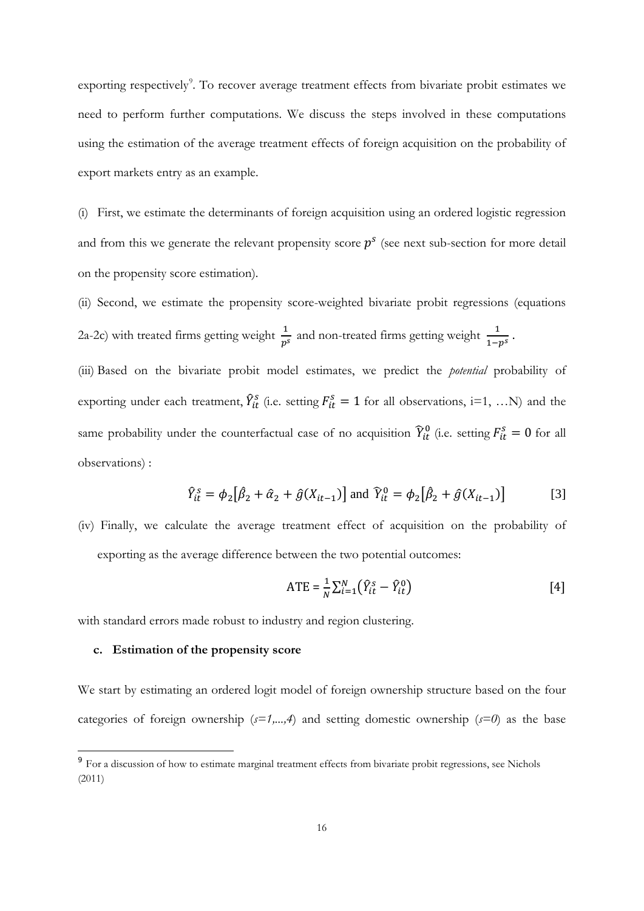exporting respectively[9]. To recover average treatment effects from bivariate probit estimates we need to perform further computations. We discuss the steps involved in these computations using the estimation of the average treatment effects of foreign acquisition on the probability of export markets entry as an example.

(i) First, we estimate the determinants of foreign acquisition using an ordered logistic regression and from this we generate the relevant propensity score $p^s$ (see next sub-section for more detail on the propensity score estimation).

(ii) Second, we estimate the propensity score-weighted bivariate probit regressions (equations 2a-2c) with treated firms getting weight $\frac{1}{p^s}$ and non-treated firms getting weight $\frac{1}{1-p^s}$.

(iii) Based on the bivariate probit model estimates, we predict the *potential* probability of exporting under each treatment, $\hat{Y}_{it}^s$ (i.e. setting $F_{it}^s = 1$ for all observations, i=1, …N) and the same probability under the counterfactual case of no acquisition $\widehat{Y}_{it}^0$ (i.e. setting $F_{it}^s = 0$ for all observations) :

$$\hat{Y}_{it}^s = \phi_2\left[\hat{\beta}_2 + \hat{\alpha}_2 + \hat{g}(X_{it-1})\right] \text{ and } \widehat{Y}_{it}^0 = \phi_2\left[\hat{\beta}_2 + \hat{g}(X_{it-1})\right] \qquad [3]$$

(iv) Finally, we calculate the average treatment effect of acquisition on the probability of exporting as the average difference between the two potential outcomes:

$$\text{ATE} = \frac{1}{N}\sum_{i=1}^{N}\left(\hat{Y}_{it}^s - \hat{Y}_{it}^0\right) \qquad [4]$$

with standard errors made robust to industry and region clustering.

### c. Estimation of the propensity score

We start by estimating an ordered logit model of foreign ownership structure based on the four categories of foreign ownership (*s=1,...,4*) and setting domestic ownership (*s=0*) as the base

[9] For a discussion of how to estimate marginal treatment effects from bivariate probit regressions, see Nichols (2011)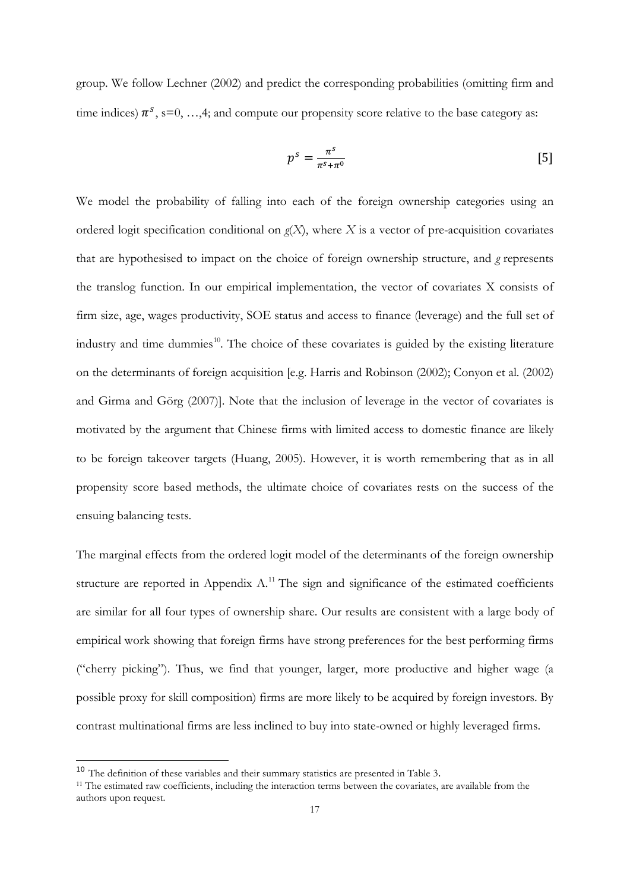group. We follow Lechner (2002) and predict the corresponding probabilities (omitting firm and time indices) $\pi^s$, s=0, …,4; and compute our propensity score relative to the base category as:

$$p^s = \frac{\pi^s}{\pi^s + \pi^0} \qquad [5]$$

We model the probability of falling into each of the foreign ownership categories using an ordered logit specification conditional on $g(X)$, where $X$ is a vector of pre-acquisition covariates that are hypothesised to impact on the choice of foreign ownership structure, and $g$ represents the translog function. In our empirical implementation, the vector of covariates X consists of firm size, age, wages productivity, SOE status and access to finance (leverage) and the full set of industry and time dummies[10]. The choice of these covariates is guided by the existing literature on the determinants of foreign acquisition [e.g. Harris and Robinson (2002); Conyon et al. (2002) and Girma and Görg (2007)]. Note that the inclusion of leverage in the vector of covariates is motivated by the argument that Chinese firms with limited access to domestic finance are likely to be foreign takeover targets (Huang, 2005). However, it is worth remembering that as in all propensity score based methods, the ultimate choice of covariates rests on the success of the ensuing balancing tests.

The marginal effects from the ordered logit model of the determinants of the foreign ownership structure are reported in Appendix A.[11] The sign and significance of the estimated coefficients are similar for all four types of ownership share. Our results are consistent with a large body of empirical work showing that foreign firms have strong preferences for the best performing firms ("cherry picking"). Thus, we find that younger, larger, more productive and higher wage (a possible proxy for skill composition) firms are more likely to be acquired by foreign investors. By contrast multinational firms are less inclined to buy into state-owned or highly leveraged firms.

---

[10] The definition of these variables and their summary statistics are presented in Table 3.

[11] The estimated raw coefficients, including the interaction terms between the covariates, are available from the authors upon request.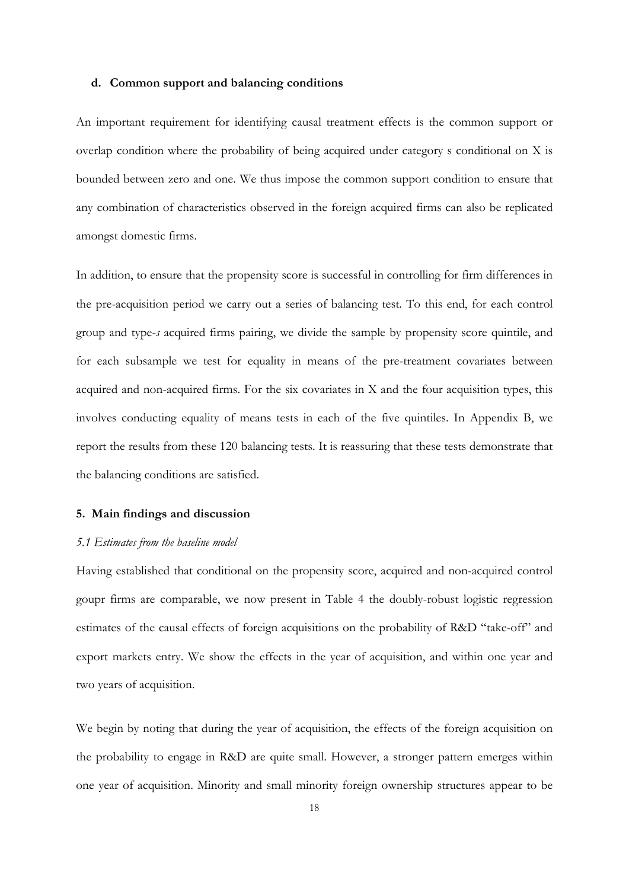### d. Common support and balancing conditions

An important requirement for identifying causal treatment effects is the common support or overlap condition where the probability of being acquired under category s conditional on X is bounded between zero and one. We thus impose the common support condition to ensure that any combination of characteristics observed in the foreign acquired firms can also be replicated amongst domestic firms.

In addition, to ensure that the propensity score is successful in controlling for firm differences in the pre-acquisition period we carry out a series of balancing test. To this end, for each control group and type-*s* acquired firms pairing, we divide the sample by propensity score quintile, and for each subsample we test for equality in means of the pre-treatment covariates between acquired and non-acquired firms. For the six covariates in X and the four acquisition types, this involves conducting equality of means tests in each of the five quintiles. In Appendix B, we report the results from these 120 balancing tests. It is reassuring that these tests demonstrate that the balancing conditions are satisfied.

## 5. Main findings and discussion

### *5.1 Estimates from the baseline model*

Having established that conditional on the propensity score, acquired and non-acquired control goupr firms are comparable, we now present in Table 4 the doubly-robust logistic regression estimates of the causal effects of foreign acquisitions on the probability of R&D "take-off" and export markets entry. We show the effects in the year of acquisition, and within one year and two years of acquisition.

We begin by noting that during the year of acquisition, the effects of the foreign acquisition on the probability to engage in R&D are quite small. However, a stronger pattern emerges within one year of acquisition. Minority and small minority foreign ownership structures appear to be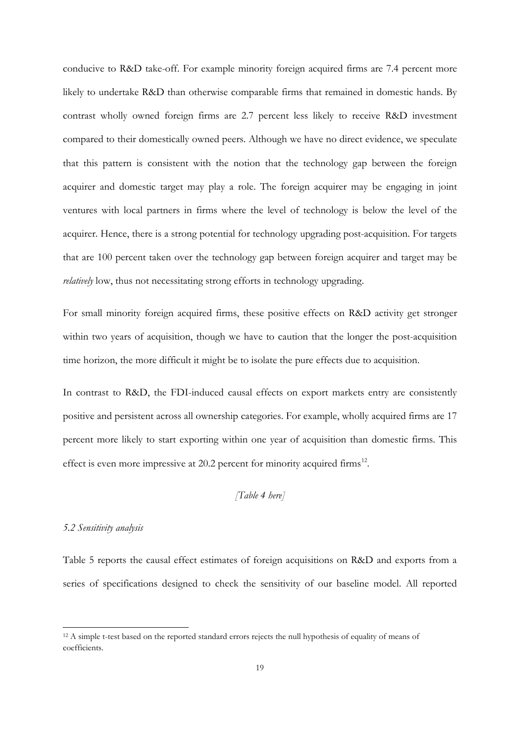conducive to R&D take-off. For example minority foreign acquired firms are 7.4 percent more likely to undertake R&D than otherwise comparable firms that remained in domestic hands. By contrast wholly owned foreign firms are 2.7 percent less likely to receive R&D investment compared to their domestically owned peers. Although we have no direct evidence, we speculate that this pattern is consistent with the notion that the technology gap between the foreign acquirer and domestic target may play a role. The foreign acquirer may be engaging in joint ventures with local partners in firms where the level of technology is below the level of the acquirer. Hence, there is a strong potential for technology upgrading post-acquisition. For targets that are 100 percent taken over the technology gap between foreign acquirer and target may be *relatively* low, thus not necessitating strong efforts in technology upgrading.

For small minority foreign acquired firms, these positive effects on R&D activity get stronger within two years of acquisition, though we have to caution that the longer the post-acquisition time horizon, the more difficult it might be to isolate the pure effects due to acquisition.

In contrast to R&D, the FDI-induced causal effects on export markets entry are consistently positive and persistent across all ownership categories. For example, wholly acquired firms are 17 percent more likely to start exporting within one year of acquisition than domestic firms. This effect is even more impressive at 20.2 percent for minority acquired firms[12].

*[Table 4 here]*

*5.2 Sensitivity analysis*

Table 5 reports the causal effect estimates of foreign acquisitions on R&D and exports from a series of specifications designed to check the sensitivity of our baseline model. All reported

[12] A simple t-test based on the reported standard errors rejects the null hypothesis of equality of means of coefficients.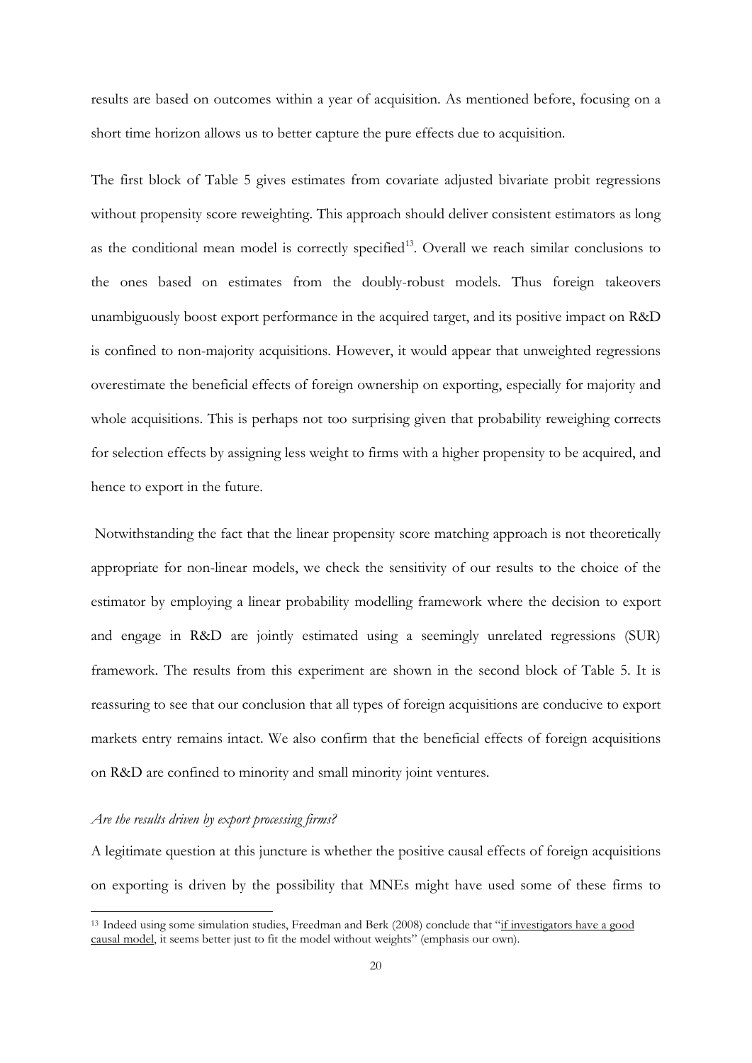results are based on outcomes within a year of acquisition. As mentioned before, focusing on a short time horizon allows us to better capture the pure effects due to acquisition.

The first block of Table 5 gives estimates from covariate adjusted bivariate probit regressions without propensity score reweighting. This approach should deliver consistent estimators as long as the conditional mean model is correctly specified[13]. Overall we reach similar conclusions to the ones based on estimates from the doubly-robust models. Thus foreign takeovers unambiguously boost export performance in the acquired target, and its positive impact on R&D is confined to non-majority acquisitions. However, it would appear that unweighted regressions overestimate the beneficial effects of foreign ownership on exporting, especially for majority and whole acquisitions. This is perhaps not too surprising given that probability reweighing corrects for selection effects by assigning less weight to firms with a higher propensity to be acquired, and hence to export in the future.

Notwithstanding the fact that the linear propensity score matching approach is not theoretically appropriate for non-linear models, we check the sensitivity of our results to the choice of the estimator by employing a linear probability modelling framework where the decision to export and engage in R&D are jointly estimated using a seemingly unrelated regressions (SUR) framework. The results from this experiment are shown in the second block of Table 5. It is reassuring to see that our conclusion that all types of foreign acquisitions are conducive to export markets entry remains intact. We also confirm that the beneficial effects of foreign acquisitions on R&D are confined to minority and small minority joint ventures.

*Are the results driven by export processing firms?*

A legitimate question at this juncture is whether the positive causal effects of foreign acquisitions on exporting is driven by the possibility that MNEs might have used some of these firms to

---

[13] Indeed using some simulation studies, Freedman and Berk (2008) conclude that "<u>if investigators have a good causal model</u>, it seems better just to fit the model without weights" (emphasis our own).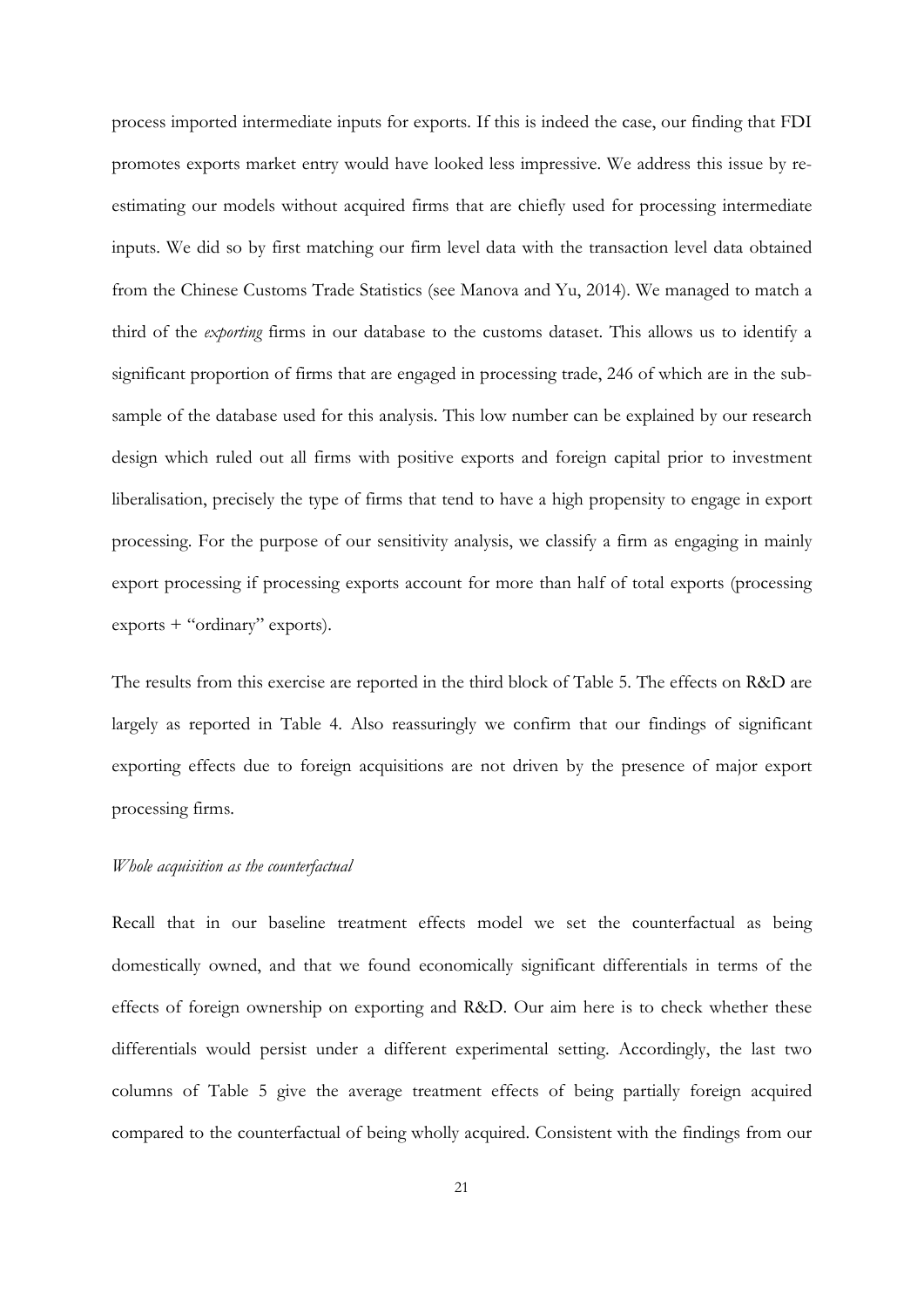process imported intermediate inputs for exports. If this is indeed the case, our finding that FDI promotes exports market entry would have looked less impressive. We address this issue by re-estimating our models without acquired firms that are chiefly used for processing intermediate inputs. We did so by first matching our firm level data with the transaction level data obtained from the Chinese Customs Trade Statistics (see Manova and Yu, 2014). We managed to match a third of the *exporting* firms in our database to the customs dataset. This allows us to identify a significant proportion of firms that are engaged in processing trade, 246 of which are in the sub-sample of the database used for this analysis. This low number can be explained by our research design which ruled out all firms with positive exports and foreign capital prior to investment liberalisation, precisely the type of firms that tend to have a high propensity to engage in export processing. For the purpose of our sensitivity analysis, we classify a firm as engaging in mainly export processing if processing exports account for more than half of total exports (processing exports + "ordinary" exports).

The results from this exercise are reported in the third block of Table 5. The effects on R&D are largely as reported in Table 4. Also reassuringly we confirm that our findings of significant exporting effects due to foreign acquisitions are not driven by the presence of major export processing firms.

*Whole acquisition as the counterfactual*

Recall that in our baseline treatment effects model we set the counterfactual as being domestically owned, and that we found economically significant differentials in terms of the effects of foreign ownership on exporting and R&D. Our aim here is to check whether these differentials would persist under a different experimental setting. Accordingly, the last two columns of Table 5 give the average treatment effects of being partially foreign acquired compared to the counterfactual of being wholly acquired. Consistent with the findings from our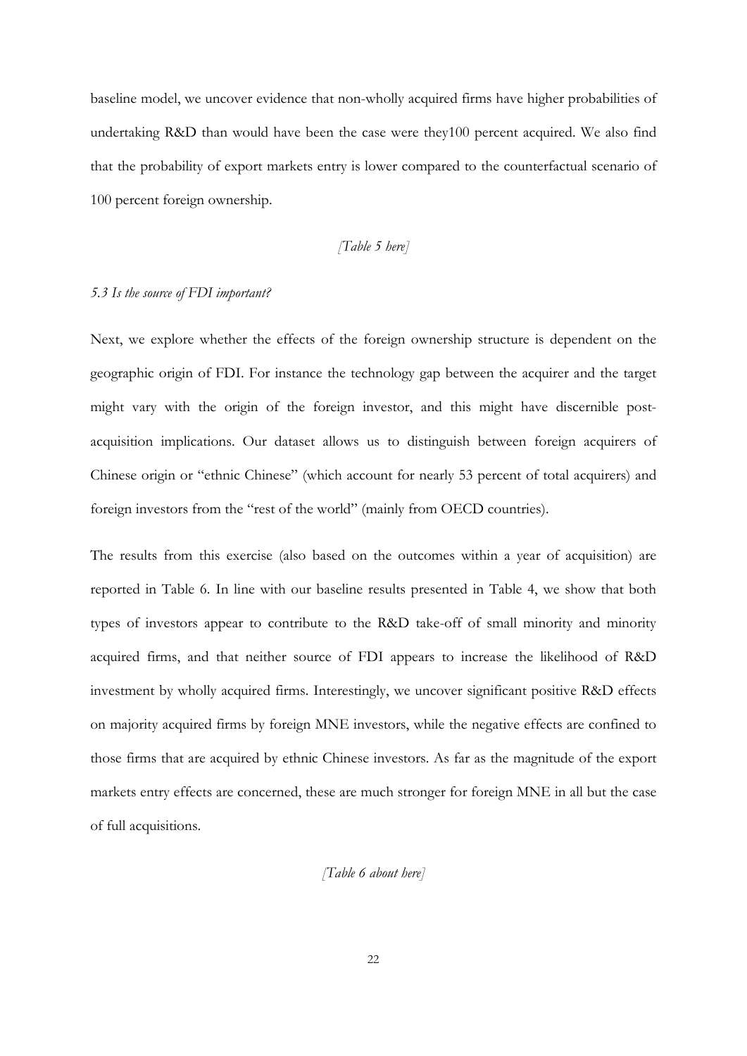baseline model, we uncover evidence that non-wholly acquired firms have higher probabilities of undertaking R&D than would have been the case were they100 percent acquired. We also find that the probability of export markets entry is lower compared to the counterfactual scenario of 100 percent foreign ownership.

*[Table 5 here]*

### *5.3 Is the source of FDI important?*

Next, we explore whether the effects of the foreign ownership structure is dependent on the geographic origin of FDI. For instance the technology gap between the acquirer and the target might vary with the origin of the foreign investor, and this might have discernible post-acquisition implications. Our dataset allows us to distinguish between foreign acquirers of Chinese origin or "ethnic Chinese" (which account for nearly 53 percent of total acquirers) and foreign investors from the "rest of the world" (mainly from OECD countries).

The results from this exercise (also based on the outcomes within a year of acquisition) are reported in Table 6. In line with our baseline results presented in Table 4, we show that both types of investors appear to contribute to the R&D take-off of small minority and minority acquired firms, and that neither source of FDI appears to increase the likelihood of R&D investment by wholly acquired firms. Interestingly, we uncover significant positive R&D effects on majority acquired firms by foreign MNE investors, while the negative effects are confined to those firms that are acquired by ethnic Chinese investors. As far as the magnitude of the export markets entry effects are concerned, these are much stronger for foreign MNE in all but the case of full acquisitions.

*[Table 6 about here]*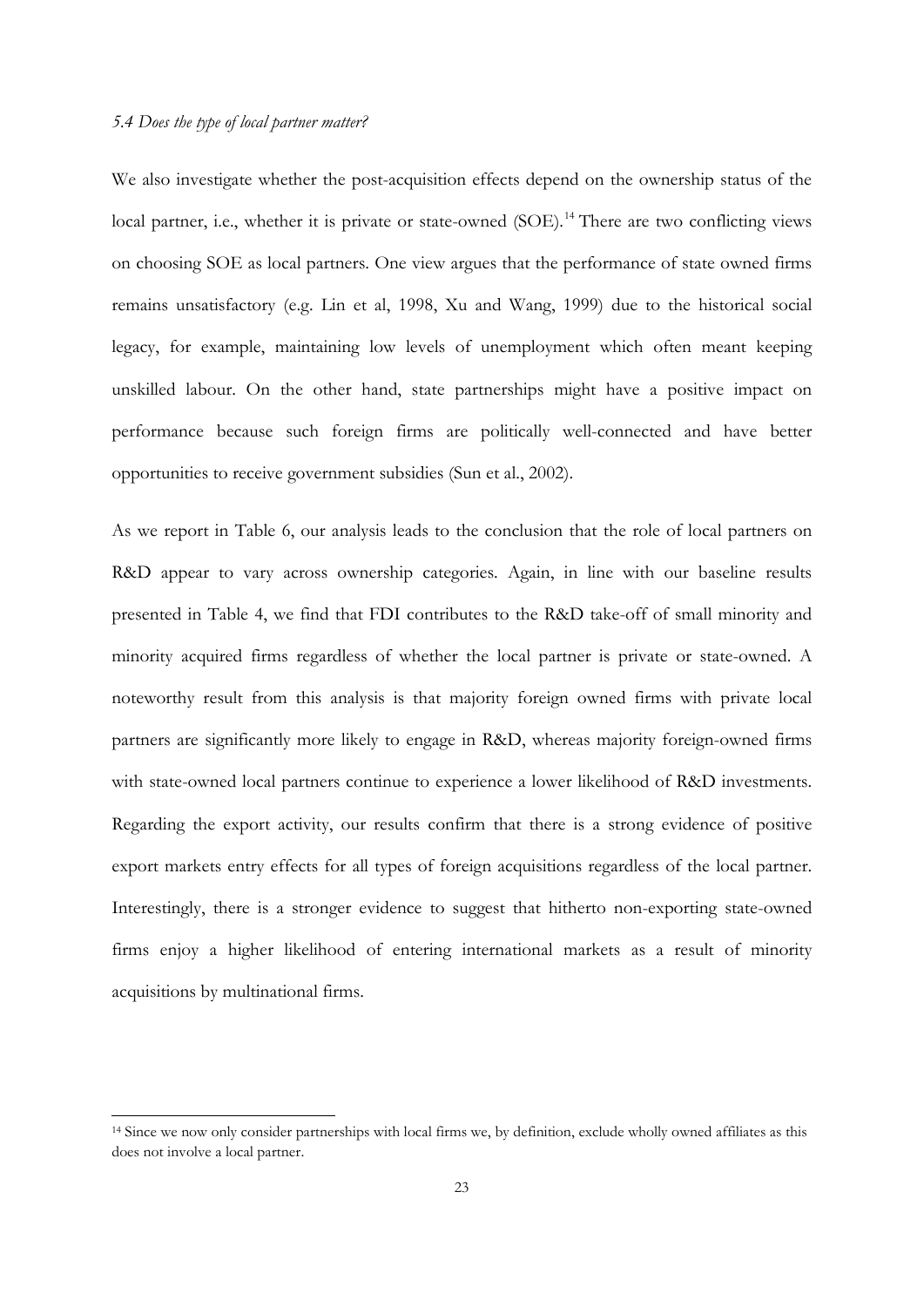### *5.4 Does the type of local partner matter?*

We also investigate whether the post-acquisition effects depend on the ownership status of the local partner, i.e., whether it is private or state-owned (SOE).[14] There are two conflicting views on choosing SOE as local partners. One view argues that the performance of state owned firms remains unsatisfactory (e.g. Lin et al, 1998, Xu and Wang, 1999) due to the historical social legacy, for example, maintaining low levels of unemployment which often meant keeping unskilled labour. On the other hand, state partnerships might have a positive impact on performance because such foreign firms are politically well-connected and have better opportunities to receive government subsidies (Sun et al., 2002).

As we report in Table 6, our analysis leads to the conclusion that the role of local partners on R&D appear to vary across ownership categories. Again, in line with our baseline results presented in Table 4, we find that FDI contributes to the R&D take-off of small minority and minority acquired firms regardless of whether the local partner is private or state-owned. A noteworthy result from this analysis is that majority foreign owned firms with private local partners are significantly more likely to engage in R&D, whereas majority foreign-owned firms with state-owned local partners continue to experience a lower likelihood of R&D investments. Regarding the export activity, our results confirm that there is a strong evidence of positive export markets entry effects for all types of foreign acquisitions regardless of the local partner. Interestingly, there is a stronger evidence to suggest that hitherto non-exporting state-owned firms enjoy a higher likelihood of entering international markets as a result of minority acquisitions by multinational firms.

[14] Since we now only consider partnerships with local firms we, by definition, exclude wholly owned affiliates as this does not involve a local partner.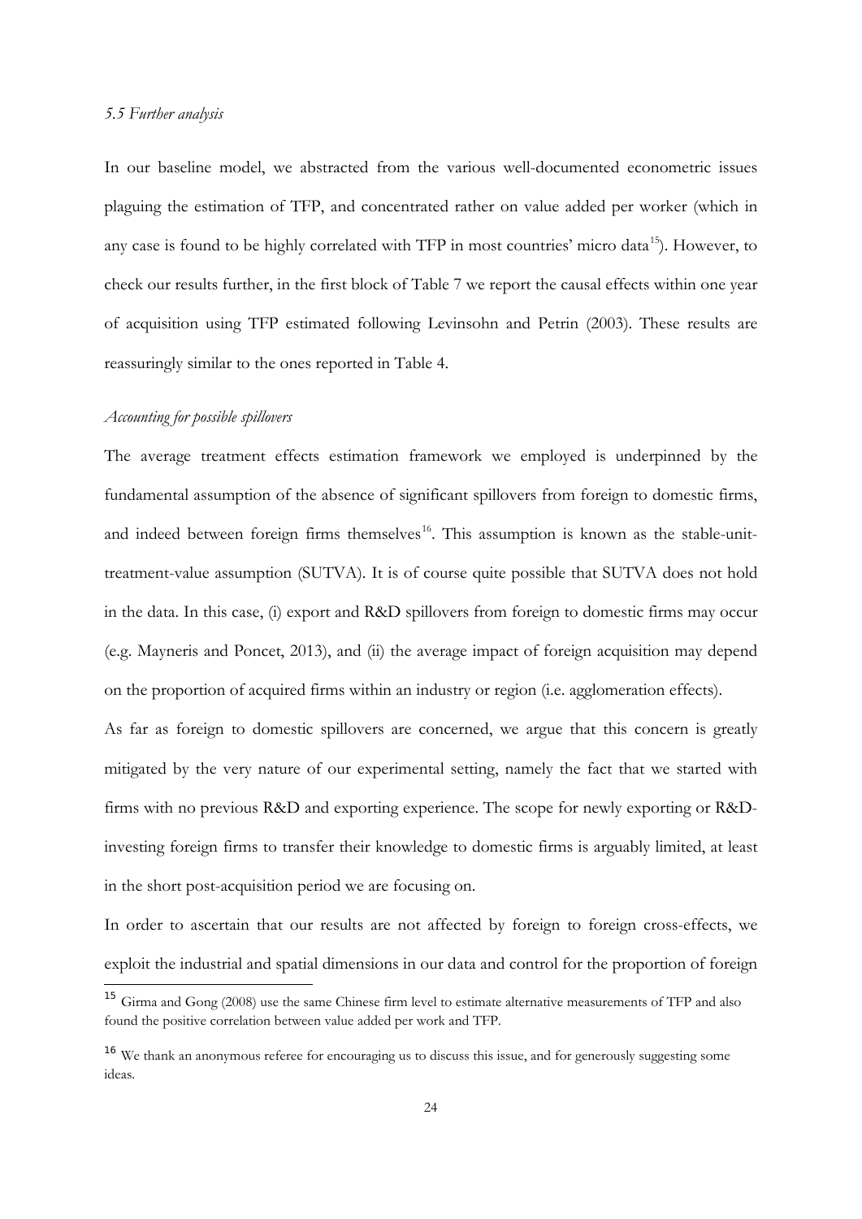*5.5 Further analysis*

In our baseline model, we abstracted from the various well-documented econometric issues plaguing the estimation of TFP, and concentrated rather on value added per worker (which in any case is found to be highly correlated with TFP in most countries' micro data[15]). However, to check our results further, in the first block of Table 7 we report the causal effects within one year of acquisition using TFP estimated following Levinsohn and Petrin (2003). These results are reassuringly similar to the ones reported in Table 4.

*Accounting for possible spillovers*

The average treatment effects estimation framework we employed is underpinned by the fundamental assumption of the absence of significant spillovers from foreign to domestic firms, and indeed between foreign firms themselves[16]. This assumption is known as the stable-unit-treatment-value assumption (SUTVA). It is of course quite possible that SUTVA does not hold in the data. In this case, (i) export and R&D spillovers from foreign to domestic firms may occur (e.g. Mayneris and Poncet, 2013), and (ii) the average impact of foreign acquisition may depend on the proportion of acquired firms within an industry or region (i.e. agglomeration effects).

As far as foreign to domestic spillovers are concerned, we argue that this concern is greatly mitigated by the very nature of our experimental setting, namely the fact that we started with firms with no previous R&D and exporting experience. The scope for newly exporting or R&D-investing foreign firms to transfer their knowledge to domestic firms is arguably limited, at least in the short post-acquisition period we are focusing on.

In order to ascertain that our results are not affected by foreign to foreign cross-effects, we exploit the industrial and spatial dimensions in our data and control for the proportion of foreign

[15] Girma and Gong (2008) use the same Chinese firm level to estimate alternative measurements of TFP and also found the positive correlation between value added per work and TFP.

[16] We thank an anonymous referee for encouraging us to discuss this issue, and for generously suggesting some ideas.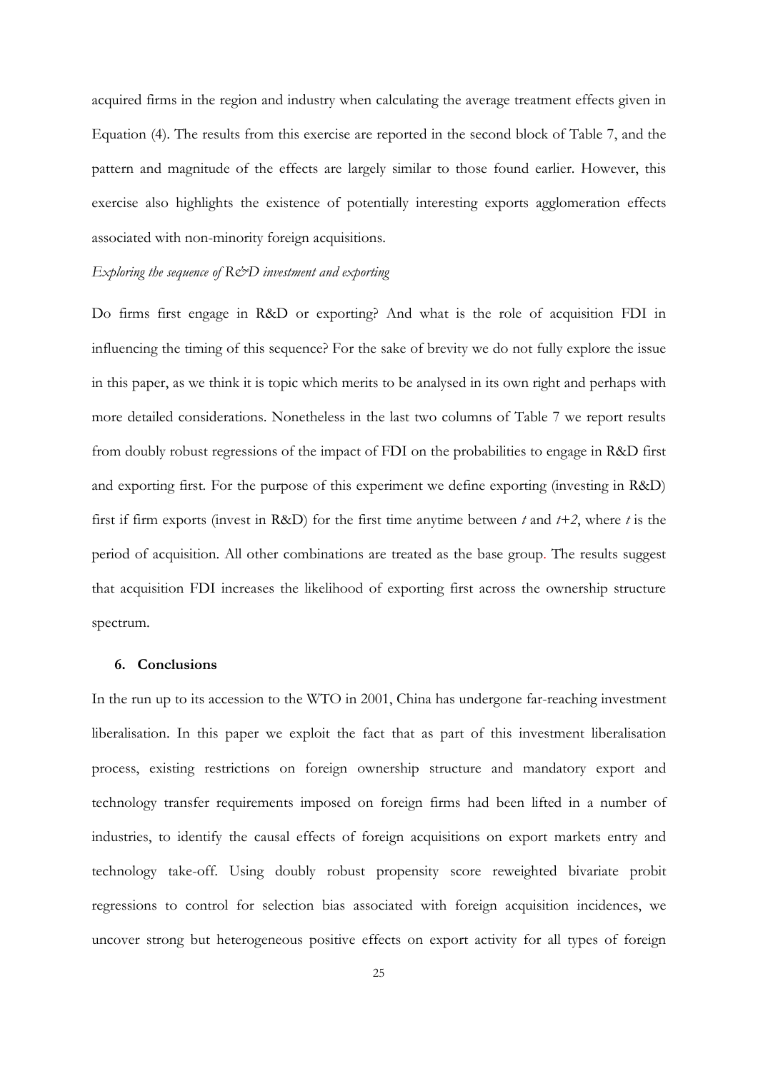acquired firms in the region and industry when calculating the average treatment effects given in Equation (4). The results from this exercise are reported in the second block of Table 7, and the pattern and magnitude of the effects are largely similar to those found earlier. However, this exercise also highlights the existence of potentially interesting exports agglomeration effects associated with non-minority foreign acquisitions.

*Exploring the sequence of R&D investment and exporting*

Do firms first engage in R&D or exporting? And what is the role of acquisition FDI in influencing the timing of this sequence? For the sake of brevity we do not fully explore the issue in this paper, as we think it is topic which merits to be analysed in its own right and perhaps with more detailed considerations. Nonetheless in the last two columns of Table 7 we report results from doubly robust regressions of the impact of FDI on the probabilities to engage in R&D first and exporting first. For the purpose of this experiment we define exporting (investing in R&D) first if firm exports (invest in R&D) for the first time anytime between $t$ and $t+2$, where $t$ is the period of acquisition. All other combinations are treated as the base group. The results suggest that acquisition FDI increases the likelihood of exporting first across the ownership structure spectrum.

## 6. Conclusions

In the run up to its accession to the WTO in 2001, China has undergone far-reaching investment liberalisation. In this paper we exploit the fact that as part of this investment liberalisation process, existing restrictions on foreign ownership structure and mandatory export and technology transfer requirements imposed on foreign firms had been lifted in a number of industries, to identify the causal effects of foreign acquisitions on export markets entry and technology take-off. Using doubly robust propensity score reweighted bivariate probit regressions to control for selection bias associated with foreign acquisition incidences, we uncover strong but heterogeneous positive effects on export activity for all types of foreign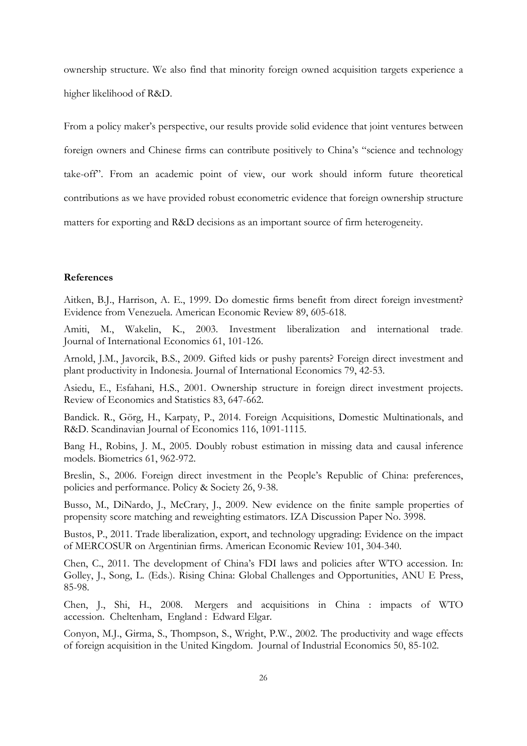ownership structure. We also find that minority foreign owned acquisition targets experience a higher likelihood of R&D.

From a policy maker's perspective, our results provide solid evidence that joint ventures between foreign owners and Chinese firms can contribute positively to China's "science and technology take-off". From an academic point of view, our work should inform future theoretical contributions as we have provided robust econometric evidence that foreign ownership structure matters for exporting and R&D decisions as an important source of firm heterogeneity.

**References**

Aitken, B.J., Harrison, A. E., 1999. Do domestic firms benefit from direct foreign investment? Evidence from Venezuela. American Economic Review 89, 605-618.

Amiti, M., Wakelin, K., 2003. Investment liberalization and international trade. Journal of International Economics 61, 101-126.

Arnold, J.M., Javorcik, B.S., 2009. Gifted kids or pushy parents? Foreign direct investment and plant productivity in Indonesia. Journal of International Economics 79, 42-53.

Asiedu, E., Esfahani, H.S., 2001. Ownership structure in foreign direct investment projects. Review of Economics and Statistics 83, 647-662.

Bandick. R., Görg, H., Karpaty, P., 2014. Foreign Acquisitions, Domestic Multinationals, and R&D. Scandinavian Journal of Economics 116, 1091-1115.

Bang H., Robins, J. M., 2005. Doubly robust estimation in missing data and causal inference models. Biometrics 61, 962-972.

Breslin, S., 2006. Foreign direct investment in the People's Republic of China: preferences, policies and performance. Policy & Society 26, 9-38.

Busso, M., DiNardo, J., McCrary, J., 2009. New evidence on the finite sample properties of propensity score matching and reweighting estimators. IZA Discussion Paper No. 3998.

Bustos, P., 2011. Trade liberalization, export, and technology upgrading: Evidence on the impact of MERCOSUR on Argentinian firms. American Economic Review 101, 304-340.

Chen, C., 2011. The development of China's FDI laws and policies after WTO accession. In: Golley, J., Song, L. (Eds.). Rising China: Global Challenges and Opportunities, ANU E Press, 85-98.

Chen, J., Shi, H., 2008. Mergers and acquisitions in China : impacts of WTO accession. Cheltenham, England : Edward Elgar.

Conyon, M.J., Girma, S., Thompson, S., Wright, P.W., 2002. The productivity and wage effects of foreign acquisition in the United Kingdom. Journal of Industrial Economics 50, 85-102.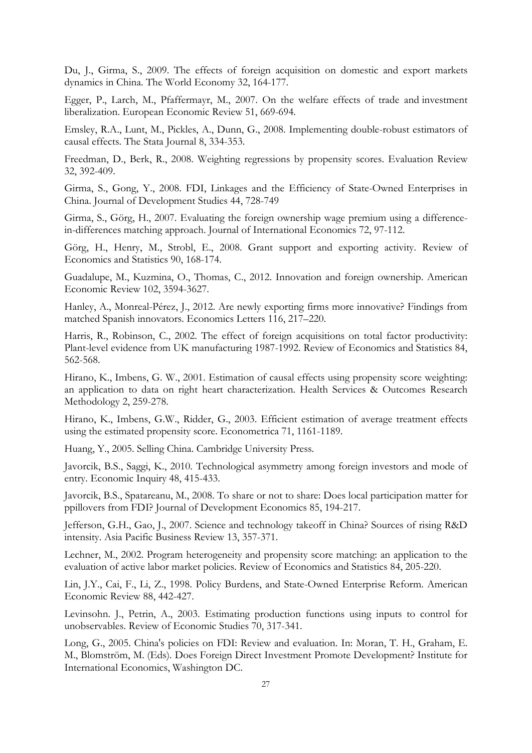Du, J., Girma, S., 2009. The effects of foreign acquisition on domestic and export markets dynamics in China. The World Economy 32, 164-177.

Egger, P., Larch, M., Pfaffermayr, M., 2007. On the welfare effects of trade and investment liberalization. European Economic Review 51, 669-694.

Emsley, R.A., Lunt, M., Pickles, A., Dunn, G., 2008. Implementing double-robust estimators of causal effects. The Stata Journal 8, 334-353.

Freedman, D., Berk, R., 2008. Weighting regressions by propensity scores. Evaluation Review 32, 392-409.

Girma, S., Gong, Y., 2008. FDI, Linkages and the Efficiency of State-Owned Enterprises in China. Journal of Development Studies 44, 728-749

Girma, S., Görg, H., 2007. Evaluating the foreign ownership wage premium using a difference-in-differences matching approach. Journal of International Economics 72, 97-112.

Görg, H., Henry, M., Strobl, E., 2008. Grant support and exporting activity. Review of Economics and Statistics 90, 168-174.

Guadalupe, M., Kuzmina, O., Thomas, C., 2012. Innovation and foreign ownership. American Economic Review 102, 3594-3627.

Hanley, A., Monreal-Pérez, J., 2012. Are newly exporting firms more innovative? Findings from matched Spanish innovators. Economics Letters 116, 217–220.

Harris, R., Robinson, C., 2002. The effect of foreign acquisitions on total factor productivity: Plant-level evidence from UK manufacturing 1987-1992. Review of Economics and Statistics 84, 562-568.

Hirano, K., Imbens, G. W., 2001. Estimation of causal effects using propensity score weighting: an application to data on right heart characterization. Health Services & Outcomes Research Methodology 2, 259-278.

Hirano, K., Imbens, G.W., Ridder, G., 2003. Efficient estimation of average treatment effects using the estimated propensity score. Econometrica 71, 1161-1189.

Huang, Y., 2005. Selling China. Cambridge University Press.

Javorcik, B.S., Saggi, K., 2010. Technological asymmetry among foreign investors and mode of entry. Economic Inquiry 48, 415-433.

Javorcik, B.S., Spatareanu, M., 2008. To share or not to share: Does local participation matter for ppillovers from FDI? Journal of Development Economics 85, 194-217.

Jefferson, G.H., Gao, J., 2007. Science and technology takeoff in China? Sources of rising R&D intensity. Asia Pacific Business Review 13, 357-371.

Lechner, M., 2002. Program heterogeneity and propensity score matching: an application to the evaluation of active labor market policies. Review of Economics and Statistics 84, 205-220.

Lin, J.Y., Cai, F., Li, Z., 1998. Policy Burdens, and State-Owned Enterprise Reform. American Economic Review 88, 442-427.

Levinsohn. J., Petrin, A., 2003. Estimating production functions using inputs to control for unobservables. Review of Economic Studies 70, 317-341.

Long, G., 2005. China's policies on FDI: Review and evaluation. In: Moran, T. H., Graham, E. M., Blomström, M. (Eds). Does Foreign Direct Investment Promote Development? Institute for International Economics, Washington DC.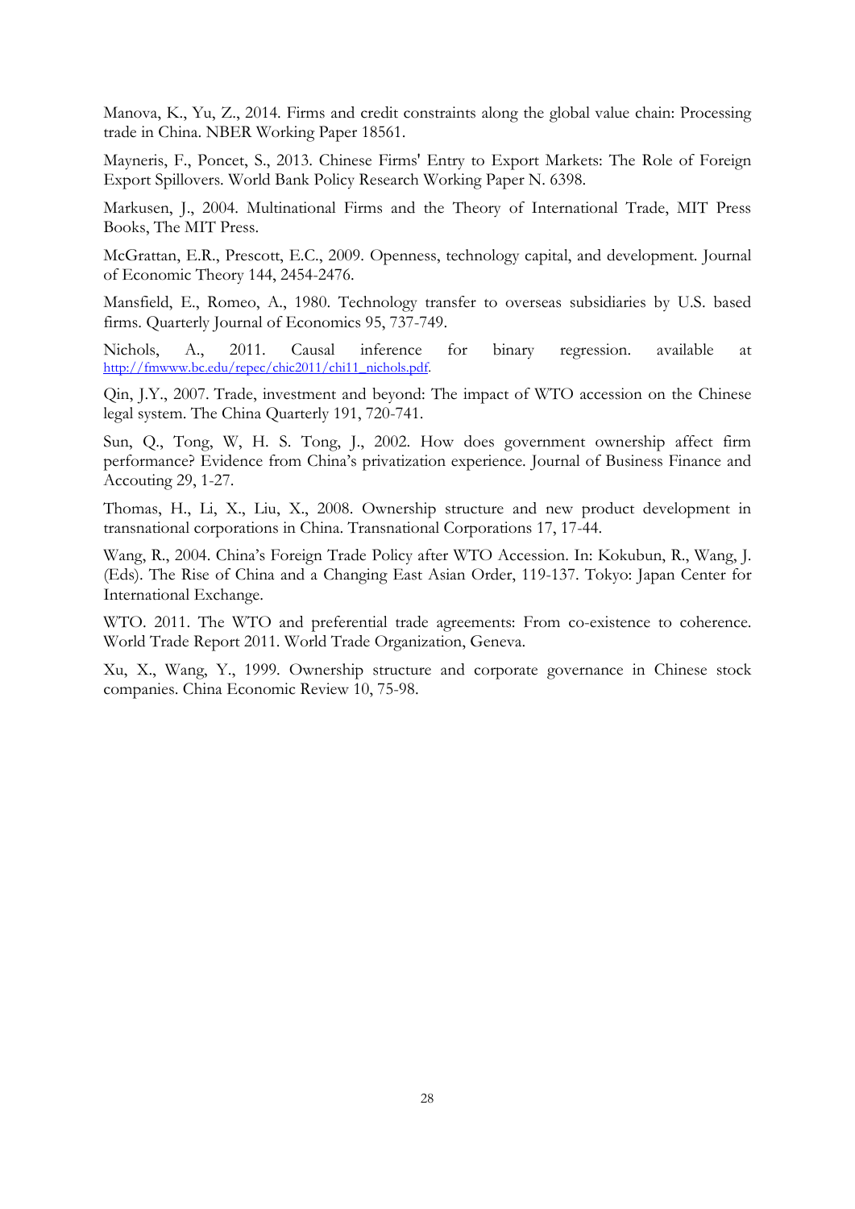Manova, K., Yu, Z., 2014. Firms and credit constraints along the global value chain: Processing trade in China. NBER Working Paper 18561.

Mayneris, F., Poncet, S., 2013. Chinese Firms' Entry to Export Markets: The Role of Foreign Export Spillovers. World Bank Policy Research Working Paper N. 6398.

Markusen, J., 2004. Multinational Firms and the Theory of International Trade, MIT Press Books, The MIT Press.

McGrattan, E.R., Prescott, E.C., 2009. Openness, technology capital, and development. Journal of Economic Theory 144, 2454-2476.

Mansfield, E., Romeo, A., 1980. Technology transfer to overseas subsidiaries by U.S. based firms. Quarterly Journal of Economics 95, 737-749.

Nichols, A., 2011. Causal inference for binary regression. available at http://fmwww.bc.edu/repec/chic2011/chi11_nichols.pdf.

Qin, J.Y., 2007. Trade, investment and beyond: The impact of WTO accession on the Chinese legal system. The China Quarterly 191, 720-741.

Sun, Q., Tong, W, H. S. Tong, J., 2002. How does government ownership affect firm performance? Evidence from China's privatization experience. Journal of Business Finance and Accouting 29, 1-27.

Thomas, H., Li, X., Liu, X., 2008. Ownership structure and new product development in transnational corporations in China. Transnational Corporations 17, 17-44.

Wang, R., 2004. China's Foreign Trade Policy after WTO Accession. In: Kokubun, R., Wang, J. (Eds). The Rise of China and a Changing East Asian Order, 119-137. Tokyo: Japan Center for International Exchange.

WTO. 2011. The WTO and preferential trade agreements: From co-existence to coherence. World Trade Report 2011. World Trade Organization, Geneva.

Xu, X., Wang, Y., 1999. Ownership structure and corporate governance in Chinese stock companies. China Economic Review 10, 75-98.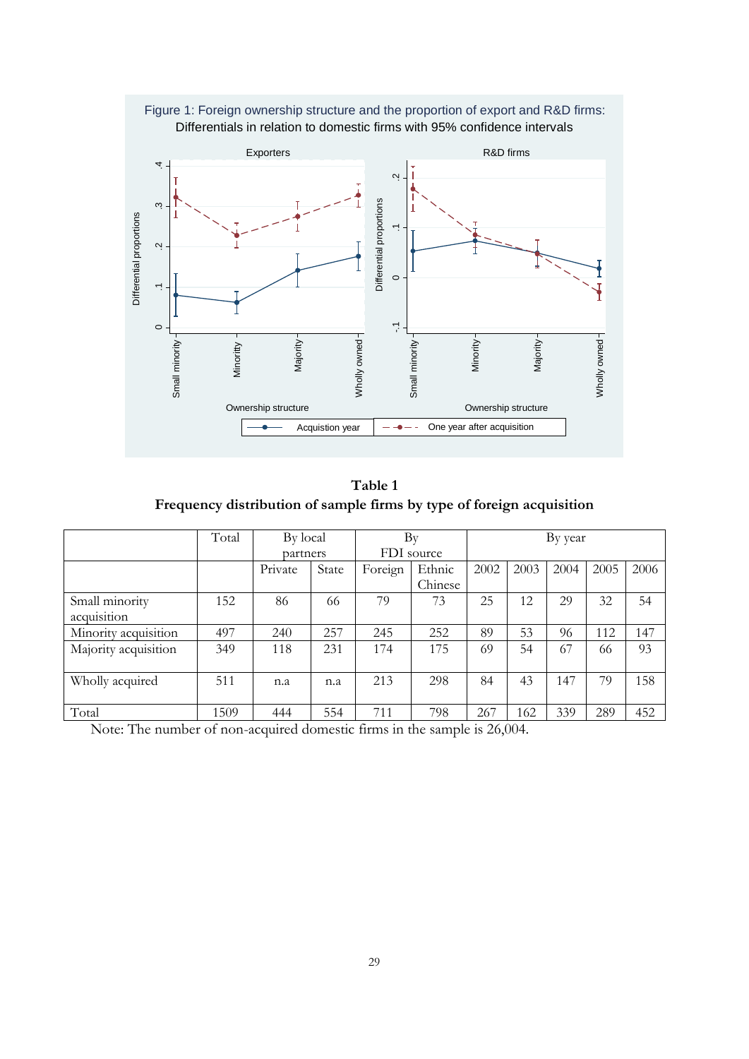Figure 1: Foreign ownership structure and the proportion of export and R&D firms: Differentials in relation to domestic firms with 95% confidence intervals

**Table 1**
**Frequency distribution of sample firms by type of foreign acquisition**

| | Total | By local partners | | By FDI source | | By year | | | | |
|---|---|---|---|---|---|---|---|---|---|---|
| | | Private | State | Foreign | Ethnic Chinese | 2002 | 2003 | 2004 | 2005 | 2006 |
| Small minority acquisition | 152 | 86 | 66 | 79 | 73 | 25 | 12 | 29 | 32 | 54 |
| Minority acquisition | 497 | 240 | 257 | 245 | 252 | 89 | 53 | 96 | 112 | 147 |
| Majority acquisition | 349 | 118 | 231 | 174 | 175 | 69 | 54 | 67 | 66 | 93 |
| Wholly acquired | 511 | n.a | n.a | 213 | 298 | 84 | 43 | 147 | 79 | 158 |
| Total | 1509 | 444 | 554 | 711 | 798 | 267 | 162 | 339 | 289 | 452 |

Note: The number of non-acquired domestic firms in the sample is 26,004.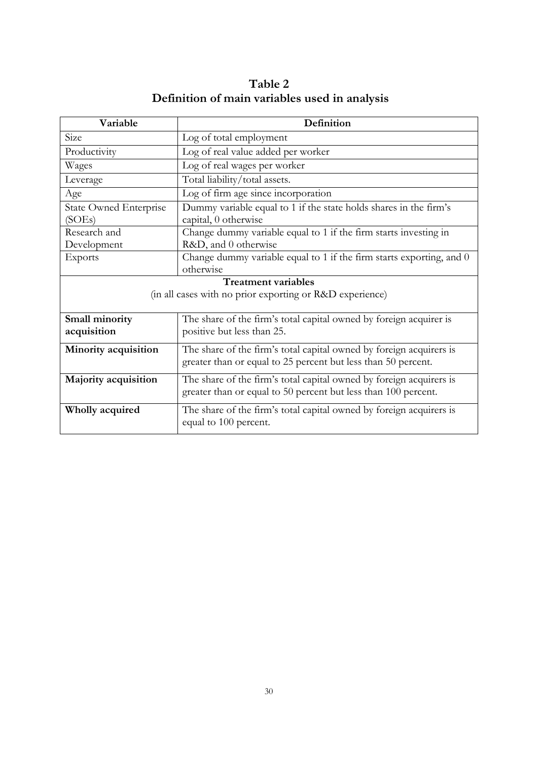# Table 2
## Definition of main variables used in analysis

| Variable | Definition |
|---|---|
| Size | Log of total employment |
| Productivity | Log of real value added per worker |
| Wages | Log of real wages per worker |
| Leverage | Total liability/total assets. |
| Age | Log of firm age since incorporation |
| State Owned Enterprise (SOEs) | Dummy variable equal to 1 if the state holds shares in the firm's capital, 0 otherwise |
| Research and Development | Change dummy variable equal to 1 if the firm starts investing in R&D, and 0 otherwise |
| Exports | Change dummy variable equal to 1 if the firm starts exporting, and 0 otherwise |
| **Treatment variables** (in all cases with no prior exporting or R&D experience) | |
| **Small minority acquisition** | The share of the firm's total capital owned by foreign acquirer is positive but less than 25. |
| **Minority acquisition** | The share of the firm's total capital owned by foreign acquirers is greater than or equal to 25 percent but less than 50 percent. |
| **Majority acquisition** | The share of the firm's total capital owned by foreign acquirers is greater than or equal to 50 percent but less than 100 percent. |
| **Wholly acquired** | The share of the firm's total capital owned by foreign acquirers is equal to 100 percent. |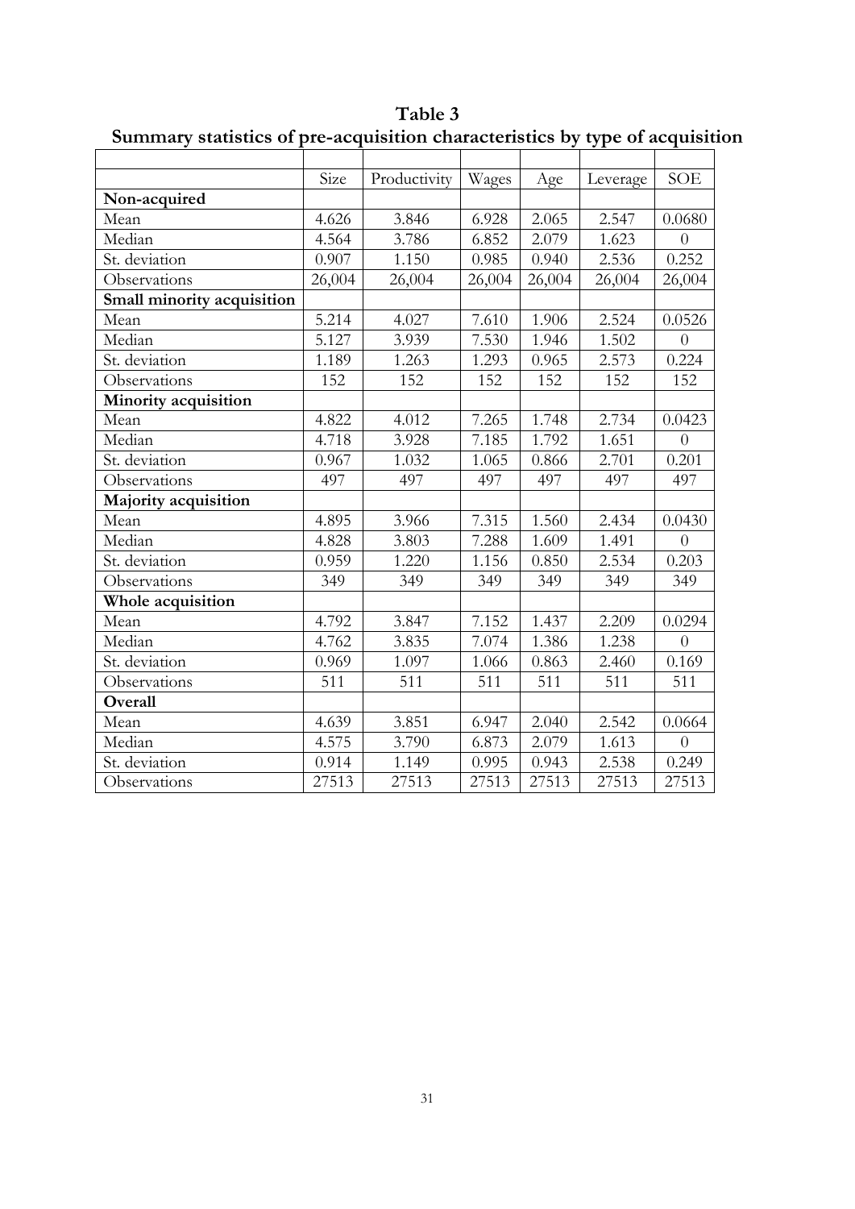**Table 3**
**Summary statistics of pre-acquisition characteristics by type of acquisition**

| | Size | Productivity | Wages | Age | Leverage | SOE |
|---|---|---|---|---|---|---|
| **Non-acquired** | | | | | | |
| Mean | 4.626 | 3.846 | 6.928 | 2.065 | 2.547 | 0.0680 |
| Median | 4.564 | 3.786 | 6.852 | 2.079 | 1.623 | 0 |
| St. deviation | 0.907 | 1.150 | 0.985 | 0.940 | 2.536 | 0.252 |
| Observations | 26,004 | 26,004 | 26,004 | 26,004 | 26,004 | 26,004 |
| **Small minority acquisition** | | | | | | |
| Mean | 5.214 | 4.027 | 7.610 | 1.906 | 2.524 | 0.0526 |
| Median | 5.127 | 3.939 | 7.530 | 1.946 | 1.502 | 0 |
| St. deviation | 1.189 | 1.263 | 1.293 | 0.965 | 2.573 | 0.224 |
| Observations | 152 | 152 | 152 | 152 | 152 | 152 |
| **Minority acquisition** | | | | | | |
| Mean | 4.822 | 4.012 | 7.265 | 1.748 | 2.734 | 0.0423 |
| Median | 4.718 | 3.928 | 7.185 | 1.792 | 1.651 | 0 |
| St. deviation | 0.967 | 1.032 | 1.065 | 0.866 | 2.701 | 0.201 |
| Observations | 497 | 497 | 497 | 497 | 497 | 497 |
| **Majority acquisition** | | | | | | |
| Mean | 4.895 | 3.966 | 7.315 | 1.560 | 2.434 | 0.0430 |
| Median | 4.828 | 3.803 | 7.288 | 1.609 | 1.491 | 0 |
| St. deviation | 0.959 | 1.220 | 1.156 | 0.850 | 2.534 | 0.203 |
| Observations | 349 | 349 | 349 | 349 | 349 | 349 |
| **Whole acquisition** | | | | | | |
| Mean | 4.792 | 3.847 | 7.152 | 1.437 | 2.209 | 0.0294 |
| Median | 4.762 | 3.835 | 7.074 | 1.386 | 1.238 | 0 |
| St. deviation | 0.969 | 1.097 | 1.066 | 0.863 | 2.460 | 0.169 |
| Observations | 511 | 511 | 511 | 511 | 511 | 511 |
| **Overall** | | | | | | |
| Mean | 4.639 | 3.851 | 6.947 | 2.040 | 2.542 | 0.0664 |
| Median | 4.575 | 3.790 | 6.873 | 2.079 | 1.613 | 0 |
| St. deviation | 0.914 | 1.149 | 0.995 | 0.943 | 2.538 | 0.249 |
| Observations | 27513 | 27513 | 27513 | 27513 | 27513 | 27513 |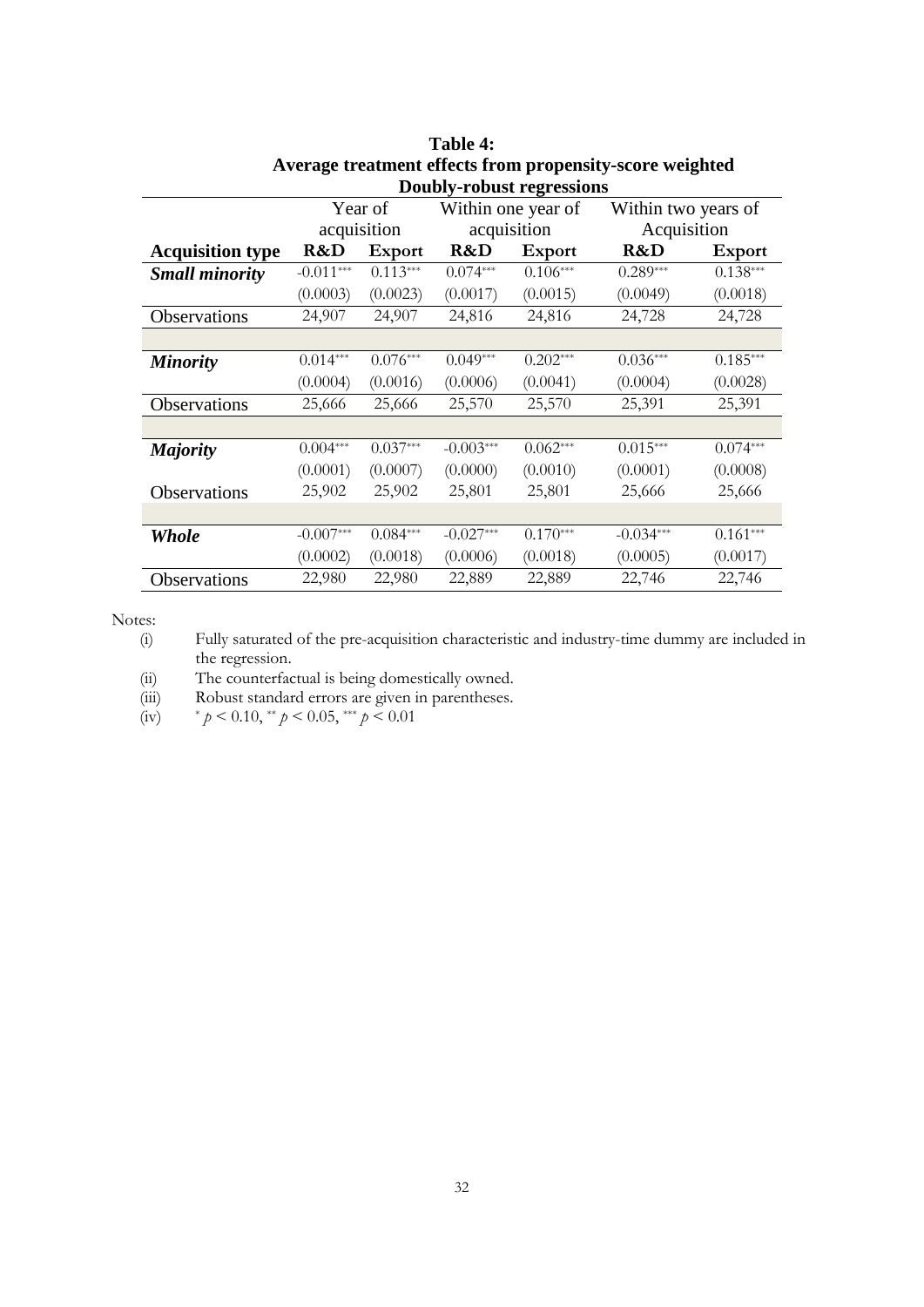**Table 4:**
**Average treatment effects from propensity-score weighted Doubly-robust regressions**

| | Year of acquisition | | Within one year of acquisition | | Within two years of Acquisition | |
|---|---|---|---|---|---|---|
| **Acquisition type** | **R&D** | **Export** | **R&D** | **Export** | **R&D** | **Export** |
| ***Small minority*** | -0.011*** | 0.113*** | 0.074*** | 0.106*** | 0.289*** | 0.138*** |
| | (0.0003) | (0.0023) | (0.0017) | (0.0015) | (0.0049) | (0.0018) |
| Observations | 24,907 | 24,907 | 24,816 | 24,816 | 24,728 | 24,728 |
| | | | | | | |
| ***Minority*** | 0.014*** | 0.076*** | 0.049*** | 0.202*** | 0.036*** | 0.185*** |
| | (0.0004) | (0.0016) | (0.0006) | (0.0041) | (0.0004) | (0.0028) |
| Observations | 25,666 | 25,666 | 25,570 | 25,570 | 25,391 | 25,391 |
| | | | | | | |
| ***Majority*** | 0.004*** | 0.037*** | -0.003*** | 0.062*** | 0.015*** | 0.074*** |
| | (0.0001) | (0.0007) | (0.0000) | (0.0010) | (0.0001) | (0.0008) |
| Observations | 25,902 | 25,902 | 25,801 | 25,801 | 25,666 | 25,666 |
| | | | | | | |
| ***Whole*** | -0.007*** | 0.084*** | -0.027*** | 0.170*** | -0.034*** | 0.161*** |
| | (0.0002) | (0.0018) | (0.0006) | (0.0018) | (0.0005) | (0.0017) |
| Observations | 22,980 | 22,980 | 22,889 | 22,889 | 22,746 | 22,746 |

Notes:

(i) Fully saturated of the pre-acquisition characteristic and industry-time dummy are included in the regression.

(ii) The counterfactual is being domestically owned.

(iii) Robust standard errors are given in parentheses.

(iv) * $p < 0.10$, ** $p < 0.05$, *** $p < 0.01$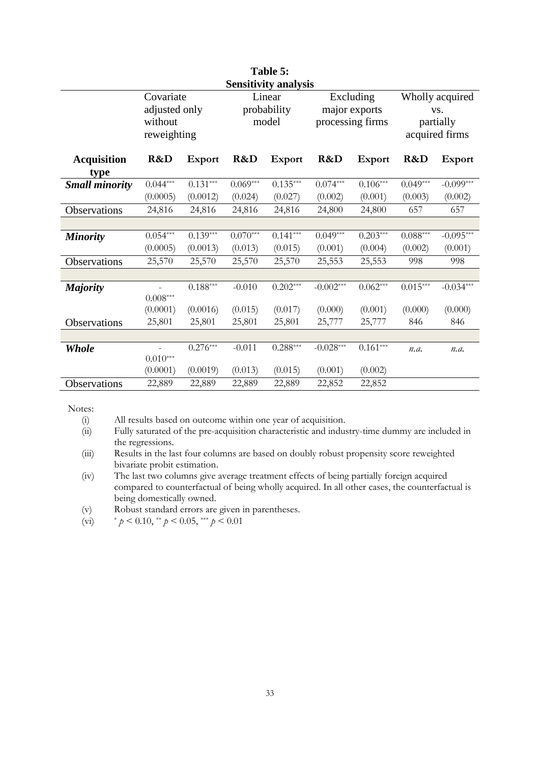**Table 5:**
**Sensitivity analysis**

| | Covariate adjusted only without reweighting | | Linear probability model | | Excluding major exports processing firms | | Wholly acquired vs. partially acquired firms | |
|---|---|---|---|---|---|---|---|---|
| **Acquisition type** | **R&D** | **Export** | **R&D** | **Export** | **R&D** | **Export** | **R&D** | **Export** |
| ***Small minority*** | 0.044*** | 0.131*** | 0.069*** | 0.135*** | 0.074*** | 0.106*** | 0.049*** | -0.099*** |
| | (0.0005) | (0.0012) | (0.024) | (0.027) | (0.002) | (0.001) | (0.003) | (0.002) |
| Observations | 24,816 | 24,816 | 24,816 | 24,816 | 24,800 | 24,800 | 657 | 657 |
| | | | | | | | | |
| ***Minority*** | 0.054*** | 0.139*** | 0.070*** | 0.141*** | 0.049*** | 0.203*** | 0.088*** | -0.095*** |
| | (0.0005) | (0.0013) | (0.013) | (0.015) | (0.001) | (0.004) | (0.002) | (0.001) |
| Observations | 25,570 | 25,570 | 25,570 | 25,570 | 25,553 | 25,553 | 998 | 998 |
| | | | | | | | | |
| ***Majority*** | -0.008*** | 0.188*** | -0.010 | 0.202*** | -0.002*** | 0.062*** | 0.015*** | -0.034*** |
| | (0.0001) | (0.0016) | (0.015) | (0.017) | (0.000) | (0.001) | (0.000) | (0.000) |
| Observations | 25,801 | 25,801 | 25,801 | 25,801 | 25,777 | 25,777 | 846 | 846 |
| | | | | | | | | |
| ***Whole*** | -0.010*** | 0.276*** | -0.011 | 0.288*** | -0.028*** | 0.161*** | *n.a.* | *n.a.* |
| | (0.0001) | (0.0019) | (0.013) | (0.015) | (0.001) | (0.002) | | |
| Observations | 22,889 | 22,889 | 22,889 | 22,889 | 22,852 | 22,852 | | |

Notes:

(i) All results based on outcome within one year of acquisition.

(ii) Fully saturated of the pre-acquisition characteristic and industry-time dummy are included in the regressions.

(iii) Results in the last four columns are based on doubly robust propensity score reweighted bivariate probit estimation.

(iv) The last two columns give average treatment effects of being partially foreign acquired compared to counterfactual of being wholly acquired. In all other cases, the counterfactual is being domestically owned.

(v) Robust standard errors are given in parentheses.

(vi) $^{*}$ $p < 0.10$, $^{**}$ $p < 0.05$, $^{***}$ $p < 0.01$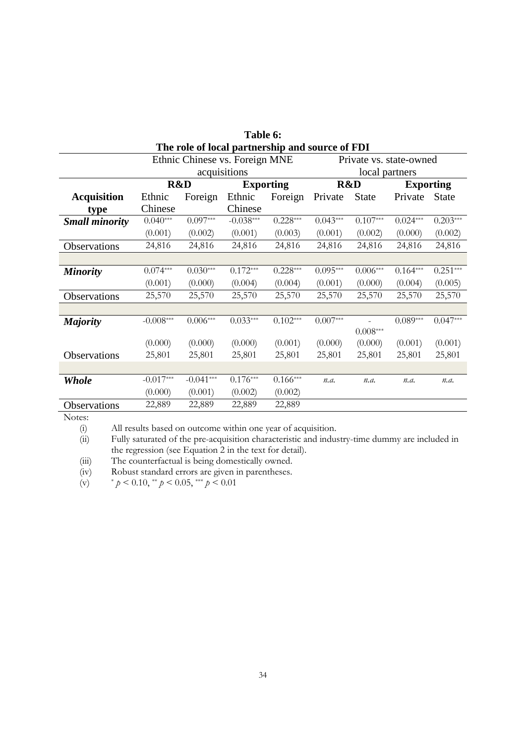**Table 6:**
**The role of local partnership and source of FDI**

| | Ethnic Chinese vs. Foreign MNE acquisitions | | | | Private vs. state-owned local partners | | | |
|---|---|---|---|---|---|---|---|---|
| | **R&D** | | **Exporting** | | **R&D** | | **Exporting** | |
| **Acquisition type** | Ethnic Chinese | Foreign | Ethnic Chinese | Foreign | Private | State | Private | State |
| ***Small minority*** | 0.040*** | 0.097*** | -0.038*** | 0.228*** | 0.043*** | 0.107*** | 0.024*** | 0.203*** |
| | (0.001) | (0.002) | (0.001) | (0.003) | (0.001) | (0.002) | (0.000) | (0.002) |
| Observations | 24,816 | 24,816 | 24,816 | 24,816 | 24,816 | 24,816 | 24,816 | 24,816 |
| ***Minority*** | 0.074*** | 0.030*** | 0.172*** | 0.228*** | 0.095*** | 0.006*** | 0.164*** | 0.251*** |
| | (0.001) | (0.000) | (0.004) | (0.004) | (0.001) | (0.000) | (0.004) | (0.005) |
| Observations | 25,570 | 25,570 | 25,570 | 25,570 | 25,570 | 25,570 | 25,570 | 25,570 |
| ***Majority*** | -0.008*** | 0.006*** | 0.033*** | 0.102*** | 0.007*** | -0.008*** | 0.089*** | 0.047*** |
| | (0.000) | (0.000) | (0.000) | (0.001) | (0.000) | (0.000) | (0.001) | (0.001) |
| Observations | 25,801 | 25,801 | 25,801 | 25,801 | 25,801 | 25,801 | 25,801 | 25,801 |
| ***Whole*** | -0.017*** | -0.041*** | 0.176*** | 0.166*** | *n.a.* | *n.a.* | *n.a.* | *n.a.* |
| | (0.000) | (0.001) | (0.002) | (0.002) | | | | |
| Observations | 22,889 | 22,889 | 22,889 | 22,889 | | | | |

Notes:

(i) All results based on outcome within one year of acquisition.
(ii) Fully saturated of the pre-acquisition characteristic and industry-time dummy are included in the regression (see Equation 2 in the text for detail).
(iii) The counterfactual is being domestically owned.
(iv) Robust standard errors are given in parentheses.
(v) * $p < 0.10$, ** $p < 0.05$, *** $p < 0.01$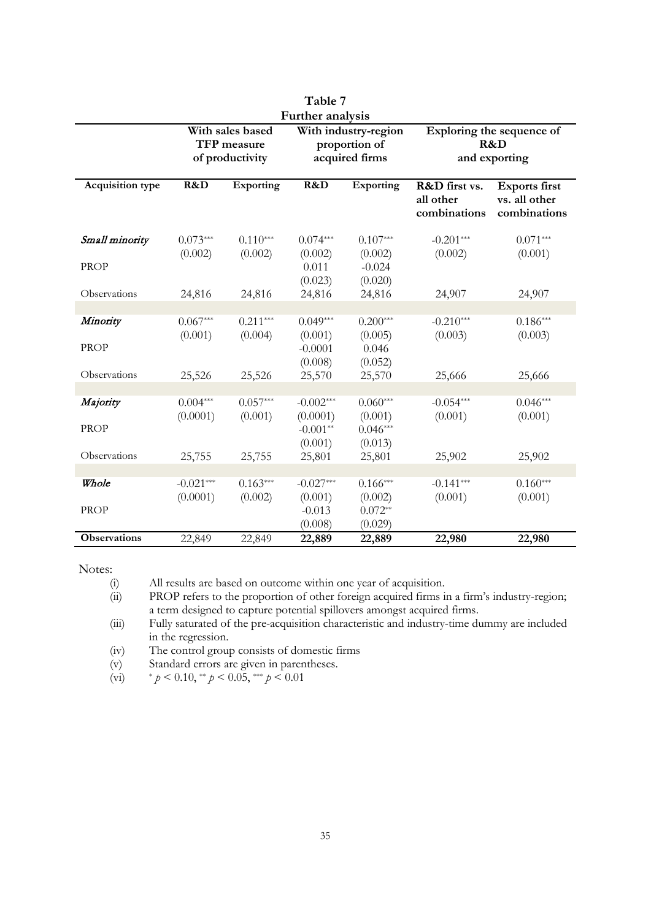**Table 7**
**Further analysis**

| | With sales based TFP measure of productivity | | With industry-region proportion of acquired firms | | Exploring the sequence of R&D and exporting | |
|---|---|---|---|---|---|---|
| **Acquisition type** | **R&D** | **Exporting** | **R&D** | **Exporting** | **R&D first vs. all other combinations** | **Exports first vs. all other combinations** |
| *Small minority* | 0.073*** | 0.110*** | 0.074*** | 0.107*** | -0.201*** | 0.071*** |
| | (0.002) | (0.002) | (0.002) | (0.002) | (0.002) | (0.001) |
| PROP | | | 0.011 | -0.024 | | |
| | | | (0.023) | (0.020) | | |
| Observations | 24,816 | 24,816 | 24,816 | 24,816 | 24,907 | 24,907 |
| | | | | | | |
| *Minority* | 0.067*** | 0.211*** | 0.049*** | 0.200*** | -0.210*** | 0.186*** |
| | (0.001) | (0.004) | (0.001) | (0.005) | (0.003) | (0.003) |
| PROP | | | -0.0001 | 0.046 | | |
| | | | (0.008) | (0.052) | | |
| Observations | 25,526 | 25,526 | 25,570 | 25,570 | 25,666 | 25,666 |
| | | | | | | |
| *Majority* | 0.004*** | 0.057*** | -0.002*** | 0.060*** | -0.054*** | 0.046*** |
| | (0.0001) | (0.001) | (0.0001) | (0.001) | (0.001) | (0.001) |
| PROP | | | -0.001** | 0.046*** | | |
| | | | (0.001) | (0.013) | | |
| Observations | 25,755 | 25,755 | 25,801 | 25,801 | 25,902 | 25,902 |
| | | | | | | |
| *Whole* | -0.021*** | 0.163*** | -0.027*** | 0.166*** | -0.141*** | 0.160*** |
| | (0.0001) | (0.002) | (0.001) | (0.002) | (0.001) | (0.001) |
| PROP | | | -0.013 | 0.072** | | |
| | | | (0.008) | (0.029) | | |
| **Observations** | 22,849 | 22,849 | **22,889** | **22,889** | **22,980** | **22,980** |

Notes:

(i) All results are based on outcome within one year of acquisition.

(ii) PROP refers to the proportion of other foreign acquired firms in a firm's industry-region; a term designed to capture potential spillovers amongst acquired firms.

(iii) Fully saturated of the pre-acquisition characteristic and industry-time dummy are included in the regression.

(iv) The control group consists of domestic firms

(v) Standard errors are given in parentheses.

(vi) $^{*}\, p < 0.10$, $^{**}\, p < 0.05$, $^{***}\, p < 0.01$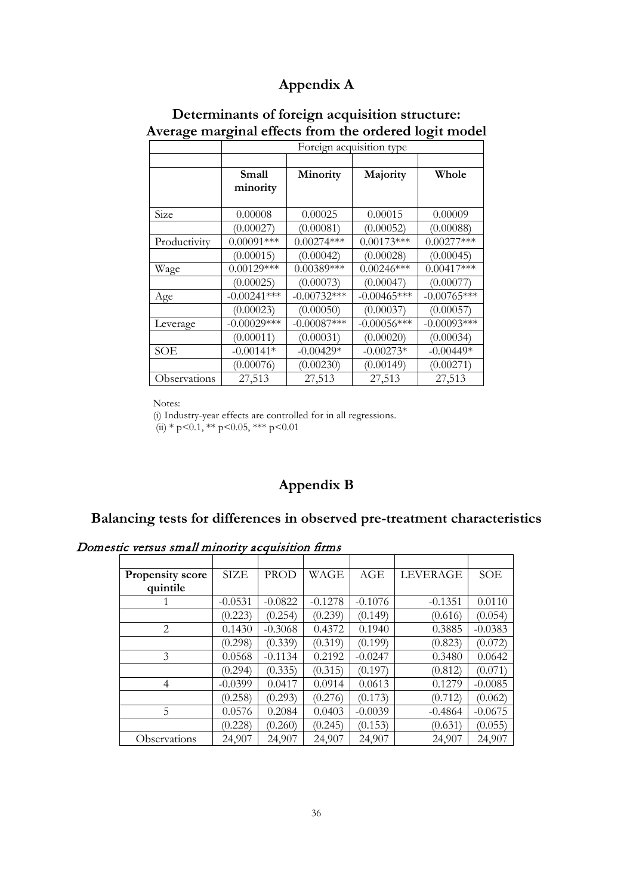# Appendix A

## Determinants of foreign acquisition structure: Average marginal effects from the ordered logit model

| | Foreign acquisition type | | | |
|---|---|---|---|---|
| | **Small minority** | **Minority** | **Majority** | **Whole** |
| Size | 0.00008 | 0.00025 | 0.00015 | 0.00009 |
| | (0.00027) | (0.00081) | (0.00052) | (0.00088) |
| Productivity | 0.00091*** | 0.00274*** | 0.00173*** | 0.00277*** |
| | (0.00015) | (0.00042) | (0.00028) | (0.00045) |
| Wage | 0.00129*** | 0.00389*** | 0.00246*** | 0.00417*** |
| | (0.00025) | (0.00073) | (0.00047) | (0.00077) |
| Age | -0.00241*** | -0.00732*** | -0.00465*** | -0.00765*** |
| | (0.00023) | (0.00050) | (0.00037) | (0.00057) |
| Leverage | -0.00029*** | -0.00087*** | -0.00056*** | -0.00093*** |
| | (0.00011) | (0.00031) | (0.00020) | (0.00034) |
| SOE | -0.00141* | -0.00429* | -0.00273* | -0.00449* |
| | (0.00076) | (0.00230) | (0.00149) | (0.00271) |
| Observations | 27,513 | 27,513 | 27,513 | 27,513 |

Notes:

(i) Industry-year effects are controlled for in all regressions.

(ii) * p<0.1, ** p<0.05, *** p<0.01

# Appendix B

## Balancing tests for differences in observed pre-treatment characteristics

*Domestic versus small minority acquisition firms*

| **Propensity score quintile** | SIZE | PROD | WAGE | AGE | LEVERAGE | SOE |
|---|---|---|---|---|---|---|
| 1 | -0.0531 | -0.0822 | -0.1278 | -0.1076 | -0.1351 | 0.0110 |
| | (0.223) | (0.254) | (0.239) | (0.149) | (0.616) | (0.054) |
| 2 | 0.1430 | -0.3068 | 0.4372 | 0.1940 | 0.3885 | -0.0383 |
| | (0.298) | (0.339) | (0.319) | (0.199) | (0.823) | (0.072) |
| 3 | 0.0568 | -0.1134 | 0.2192 | -0.0247 | 0.3480 | 0.0642 |
| | (0.294) | (0.335) | (0.315) | (0.197) | (0.812) | (0.071) |
| 4 | -0.0399 | 0.0417 | 0.0914 | 0.0613 | 0.1279 | -0.0085 |
| | (0.258) | (0.293) | (0.276) | (0.173) | (0.712) | (0.062) |
| 5 | 0.0576 | 0.2084 | 0.0403 | -0.0039 | -0.4864 | -0.0675 |
| | (0.228) | (0.260) | (0.245) | (0.153) | (0.631) | (0.055) |
| Observations | 24,907 | 24,907 | 24,907 | 24,907 | 24,907 | 24,907 |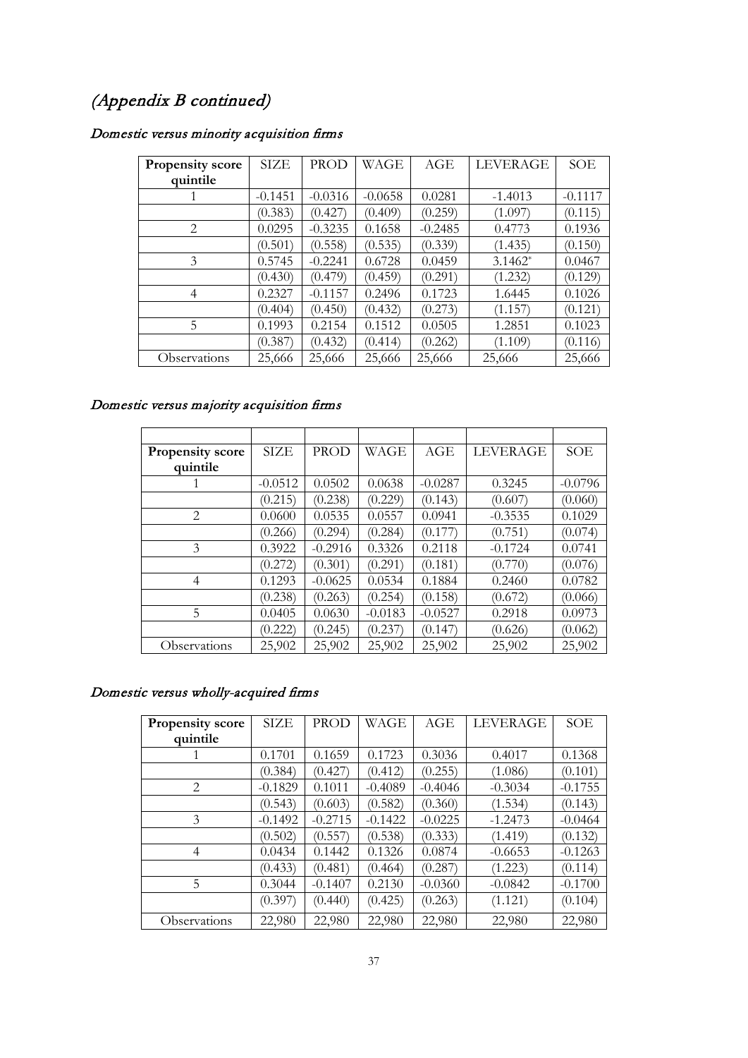## *(Appendix B continued)*

### *Domestic versus minority acquisition firms*

| Propensity score quintile | SIZE | PROD | WAGE | AGE | LEVERAGE | SOE |
|---|---|---|---|---|---|---|
| 1 | -0.1451 | -0.0316 | -0.0658 | 0.0281 | -1.4013 | -0.1117 |
| | (0.383) | (0.427) | (0.409) | (0.259) | (1.097) | (0.115) |
| 2 | 0.0295 | -0.3235 | 0.1658 | -0.2485 | 0.4773 | 0.1936 |
| | (0.501) | (0.558) | (0.535) | (0.339) | (1.435) | (0.150) |
| 3 | 0.5745 | -0.2241 | 0.6728 | 0.0459 | 3.1462* | 0.0467 |
| | (0.430) | (0.479) | (0.459) | (0.291) | (1.232) | (0.129) |
| 4 | 0.2327 | -0.1157 | 0.2496 | 0.1723 | 1.6445 | 0.1026 |
| | (0.404) | (0.450) | (0.432) | (0.273) | (1.157) | (0.121) |
| 5 | 0.1993 | 0.2154 | 0.1512 | 0.0505 | 1.2851 | 0.1023 |
| | (0.387) | (0.432) | (0.414) | (0.262) | (1.109) | (0.116) |
| Observations | 25,666 | 25,666 | 25,666 | 25,666 | 25,666 | 25,666 |

### *Domestic versus majority acquisition firms*

| Propensity score quintile | SIZE | PROD | WAGE | AGE | LEVERAGE | SOE |
|---|---|---|---|---|---|---|
| 1 | -0.0512 | 0.0502 | 0.0638 | -0.0287 | 0.3245 | -0.0796 |
| | (0.215) | (0.238) | (0.229) | (0.143) | (0.607) | (0.060) |
| 2 | 0.0600 | 0.0535 | 0.0557 | 0.0941 | -0.3535 | 0.1029 |
| | (0.266) | (0.294) | (0.284) | (0.177) | (0.751) | (0.074) |
| 3 | 0.3922 | -0.2916 | 0.3326 | 0.2118 | -0.1724 | 0.0741 |
| | (0.272) | (0.301) | (0.291) | (0.181) | (0.770) | (0.076) |
| 4 | 0.1293 | -0.0625 | 0.0534 | 0.1884 | 0.2460 | 0.0782 |
| | (0.238) | (0.263) | (0.254) | (0.158) | (0.672) | (0.066) |
| 5 | 0.0405 | 0.0630 | -0.0183 | -0.0527 | 0.2918 | 0.0973 |
| | (0.222) | (0.245) | (0.237) | (0.147) | (0.626) | (0.062) |
| Observations | 25,902 | 25,902 | 25,902 | 25,902 | 25,902 | 25,902 |

### *Domestic versus wholly-acquired firms*

| Propensity score quintile | SIZE | PROD | WAGE | AGE | LEVERAGE | SOE |
|---|---|---|---|---|---|---|
| 1 | 0.1701 | 0.1659 | 0.1723 | 0.3036 | 0.4017 | 0.1368 |
| | (0.384) | (0.427) | (0.412) | (0.255) | (1.086) | (0.101) |
| 2 | -0.1829 | 0.1011 | -0.4089 | -0.4046 | -0.3034 | -0.1755 |
| | (0.543) | (0.603) | (0.582) | (0.360) | (1.534) | (0.143) |
| 3 | -0.1492 | -0.2715 | -0.1422 | -0.0225 | -1.2473 | -0.0464 |
| | (0.502) | (0.557) | (0.538) | (0.333) | (1.419) | (0.132) |
| 4 | 0.0434 | 0.1442 | 0.1326 | 0.0874 | -0.6653 | -0.1263 |
| | (0.433) | (0.481) | (0.464) | (0.287) | (1.223) | (0.114) |
| 5 | 0.3044 | -0.1407 | 0.2130 | -0.0360 | -0.0842 | -0.1700 |
| | (0.397) | (0.440) | (0.425) | (0.263) | (1.121) | (0.104) |
| Observations | 22,980 | 22,980 | 22,980 | 22,980 | 22,980 | 22,980 |